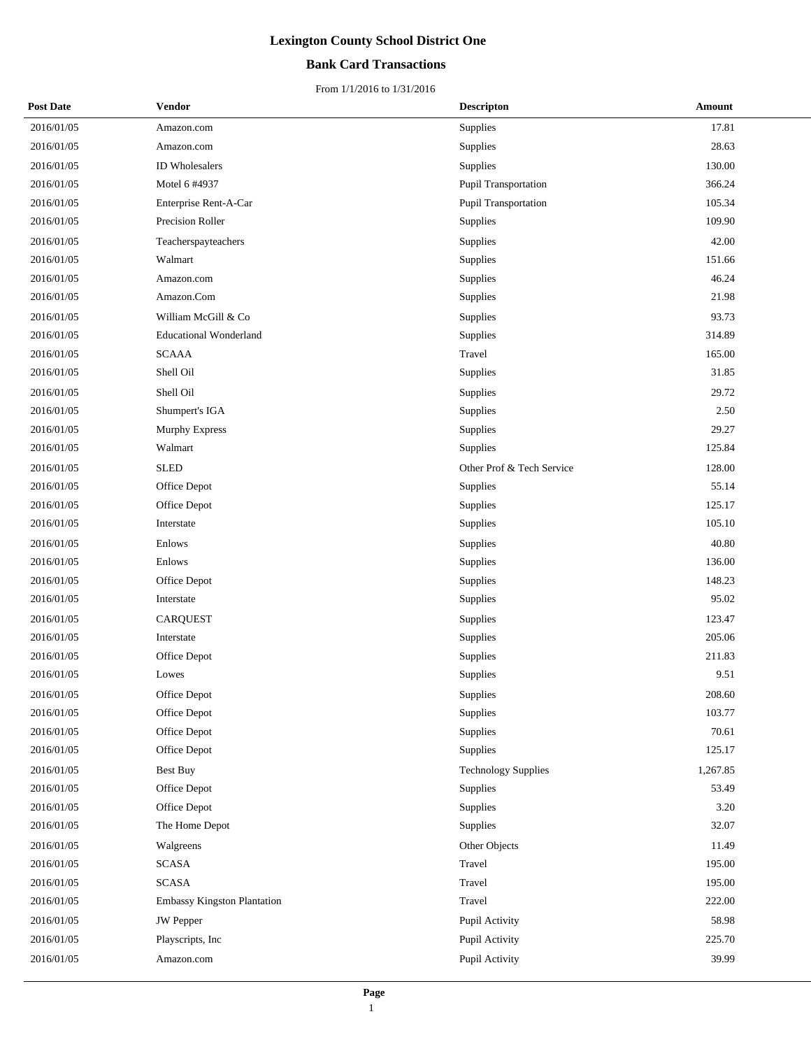# Lexington County School District One

## Bank Card Transactions

From 1/1/2016 to 1/31/2016

| Post Date | Vendor | Descripton | Amount |
|---|---|---|---|
| 2016/01/05 | Amazon.com | Supplies | 17.81 |
| 2016/01/05 | Amazon.com | Supplies | 28.63 |
| 2016/01/05 | ID Wholesalers | Supplies | 130.00 |
| 2016/01/05 | Motel 6 #4937 | Pupil Transportation | 366.24 |
| 2016/01/05 | Enterprise Rent-A-Car | Pupil Transportation | 105.34 |
| 2016/01/05 | Precision Roller | Supplies | 109.90 |
| 2016/01/05 | Teacherspayteachers | Supplies | 42.00 |
| 2016/01/05 | Walmart | Supplies | 151.66 |
| 2016/01/05 | Amazon.com | Supplies | 46.24 |
| 2016/01/05 | Amazon.Com | Supplies | 21.98 |
| 2016/01/05 | William McGill & Co | Supplies | 93.73 |
| 2016/01/05 | Educational Wonderland | Supplies | 314.89 |
| 2016/01/05 | SCAAA | Travel | 165.00 |
| 2016/01/05 | Shell Oil | Supplies | 31.85 |
| 2016/01/05 | Shell Oil | Supplies | 29.72 |
| 2016/01/05 | Shumpert's IGA | Supplies | 2.50 |
| 2016/01/05 | Murphy Express | Supplies | 29.27 |
| 2016/01/05 | Walmart | Supplies | 125.84 |
| 2016/01/05 | SLED | Other Prof & Tech Service | 128.00 |
| 2016/01/05 | Office Depot | Supplies | 55.14 |
| 2016/01/05 | Office Depot | Supplies | 125.17 |
| 2016/01/05 | Interstate | Supplies | 105.10 |
| 2016/01/05 | Enlows | Supplies | 40.80 |
| 2016/01/05 | Enlows | Supplies | 136.00 |
| 2016/01/05 | Office Depot | Supplies | 148.23 |
| 2016/01/05 | Interstate | Supplies | 95.02 |
| 2016/01/05 | CARQUEST | Supplies | 123.47 |
| 2016/01/05 | Interstate | Supplies | 205.06 |
| 2016/01/05 | Office Depot | Supplies | 211.83 |
| 2016/01/05 | Lowes | Supplies | 9.51 |
| 2016/01/05 | Office Depot | Supplies | 208.60 |
| 2016/01/05 | Office Depot | Supplies | 103.77 |
| 2016/01/05 | Office Depot | Supplies | 70.61 |
| 2016/01/05 | Office Depot | Supplies | 125.17 |
| 2016/01/05 | Best Buy | Technology Supplies | 1,267.85 |
| 2016/01/05 | Office Depot | Supplies | 53.49 |
| 2016/01/05 | Office Depot | Supplies | 3.20 |
| 2016/01/05 | The Home Depot | Supplies | 32.07 |
| 2016/01/05 | Walgreens | Other Objects | 11.49 |
| 2016/01/05 | SCASA | Travel | 195.00 |
| 2016/01/05 | SCASA | Travel | 195.00 |
| 2016/01/05 | Embassy Kingston Plantation | Travel | 222.00 |
| 2016/01/05 | JW Pepper | Pupil Activity | 58.98 |
| 2016/01/05 | Playscripts, Inc | Pupil Activity | 225.70 |
| 2016/01/05 | Amazon.com | Pupil Activity | 39.99 |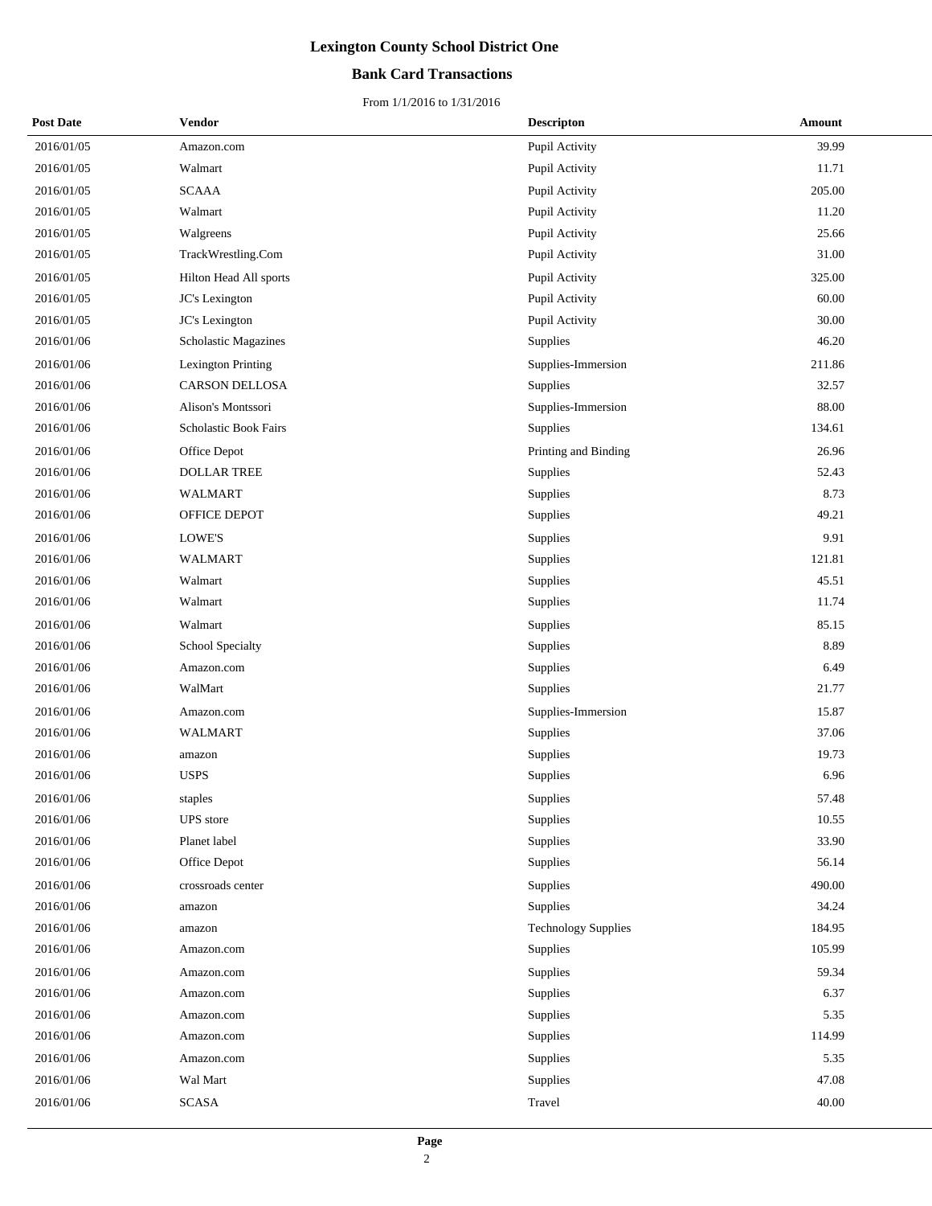# Lexington County School District One

## Bank Card Transactions

From 1/1/2016 to 1/31/2016

| Post Date | Vendor | Descripton | Amount |
|---|---|---|---|
| 2016/01/05 | Amazon.com | Pupil Activity | 39.99 |
| 2016/01/05 | Walmart | Pupil Activity | 11.71 |
| 2016/01/05 | SCAAA | Pupil Activity | 205.00 |
| 2016/01/05 | Walmart | Pupil Activity | 11.20 |
| 2016/01/05 | Walgreens | Pupil Activity | 25.66 |
| 2016/01/05 | TrackWrestling.Com | Pupil Activity | 31.00 |
| 2016/01/05 | Hilton Head All sports | Pupil Activity | 325.00 |
| 2016/01/05 | JC's Lexington | Pupil Activity | 60.00 |
| 2016/01/05 | JC's Lexington | Pupil Activity | 30.00 |
| 2016/01/06 | Scholastic Magazines | Supplies | 46.20 |
| 2016/01/06 | Lexington Printing | Supplies-Immersion | 211.86 |
| 2016/01/06 | CARSON DELLOSA | Supplies | 32.57 |
| 2016/01/06 | Alison's Montssori | Supplies-Immersion | 88.00 |
| 2016/01/06 | Scholastic Book Fairs | Supplies | 134.61 |
| 2016/01/06 | Office Depot | Printing and Binding | 26.96 |
| 2016/01/06 | DOLLAR TREE | Supplies | 52.43 |
| 2016/01/06 | WALMART | Supplies | 8.73 |
| 2016/01/06 | OFFICE DEPOT | Supplies | 49.21 |
| 2016/01/06 | LOWE'S | Supplies | 9.91 |
| 2016/01/06 | WALMART | Supplies | 121.81 |
| 2016/01/06 | Walmart | Supplies | 45.51 |
| 2016/01/06 | Walmart | Supplies | 11.74 |
| 2016/01/06 | Walmart | Supplies | 85.15 |
| 2016/01/06 | School Specialty | Supplies | 8.89 |
| 2016/01/06 | Amazon.com | Supplies | 6.49 |
| 2016/01/06 | WalMart | Supplies | 21.77 |
| 2016/01/06 | Amazon.com | Supplies-Immersion | 15.87 |
| 2016/01/06 | WALMART | Supplies | 37.06 |
| 2016/01/06 | amazon | Supplies | 19.73 |
| 2016/01/06 | USPS | Supplies | 6.96 |
| 2016/01/06 | staples | Supplies | 57.48 |
| 2016/01/06 | UPS store | Supplies | 10.55 |
| 2016/01/06 | Planet label | Supplies | 33.90 |
| 2016/01/06 | Office Depot | Supplies | 56.14 |
| 2016/01/06 | crossroads center | Supplies | 490.00 |
| 2016/01/06 | amazon | Supplies | 34.24 |
| 2016/01/06 | amazon | Technology Supplies | 184.95 |
| 2016/01/06 | Amazon.com | Supplies | 105.99 |
| 2016/01/06 | Amazon.com | Supplies | 59.34 |
| 2016/01/06 | Amazon.com | Supplies | 6.37 |
| 2016/01/06 | Amazon.com | Supplies | 5.35 |
| 2016/01/06 | Amazon.com | Supplies | 114.99 |
| 2016/01/06 | Amazon.com | Supplies | 5.35 |
| 2016/01/06 | Wal Mart | Supplies | 47.08 |
| 2016/01/06 | SCASA | Travel | 40.00 |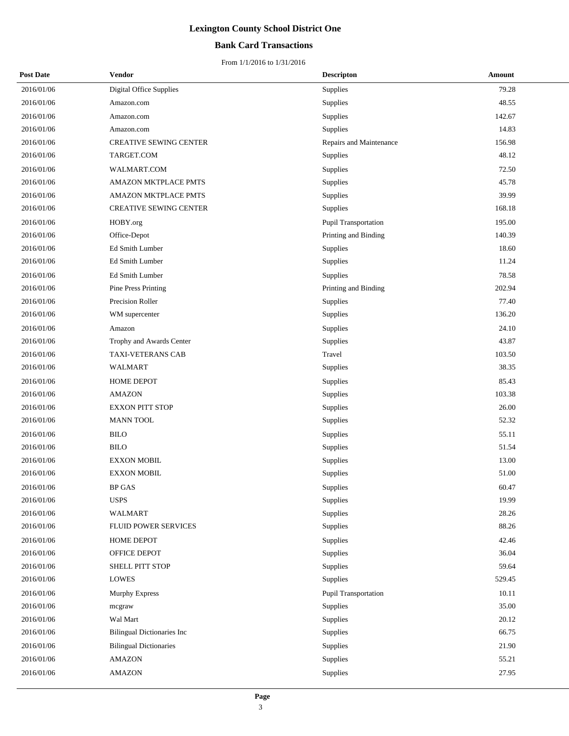# Lexington County School District One

## Bank Card Transactions

From 1/1/2016 to 1/31/2016

| Post Date | Vendor | Descripton | Amount |
|---|---|---|---|
| 2016/01/06 | Digital Office Supplies | Supplies | 79.28 |
| 2016/01/06 | Amazon.com | Supplies | 48.55 |
| 2016/01/06 | Amazon.com | Supplies | 142.67 |
| 2016/01/06 | Amazon.com | Supplies | 14.83 |
| 2016/01/06 | CREATIVE SEWING CENTER | Repairs and Maintenance | 156.98 |
| 2016/01/06 | TARGET.COM | Supplies | 48.12 |
| 2016/01/06 | WALMART.COM | Supplies | 72.50 |
| 2016/01/06 | AMAZON MKTPLACE PMTS | Supplies | 45.78 |
| 2016/01/06 | AMAZON MKTPLACE PMTS | Supplies | 39.99 |
| 2016/01/06 | CREATIVE SEWING CENTER | Supplies | 168.18 |
| 2016/01/06 | HOBY.org | Pupil Transportation | 195.00 |
| 2016/01/06 | Office-Depot | Printing and Binding | 140.39 |
| 2016/01/06 | Ed Smith Lumber | Supplies | 18.60 |
| 2016/01/06 | Ed Smith Lumber | Supplies | 11.24 |
| 2016/01/06 | Ed Smith Lumber | Supplies | 78.58 |
| 2016/01/06 | Pine Press Printing | Printing and Binding | 202.94 |
| 2016/01/06 | Precision Roller | Supplies | 77.40 |
| 2016/01/06 | WM supercenter | Supplies | 136.20 |
| 2016/01/06 | Amazon | Supplies | 24.10 |
| 2016/01/06 | Trophy and Awards Center | Supplies | 43.87 |
| 2016/01/06 | TAXI-VETERANS CAB | Travel | 103.50 |
| 2016/01/06 | WALMART | Supplies | 38.35 |
| 2016/01/06 | HOME DEPOT | Supplies | 85.43 |
| 2016/01/06 | AMAZON | Supplies | 103.38 |
| 2016/01/06 | EXXON PITT STOP | Supplies | 26.00 |
| 2016/01/06 | MANN TOOL | Supplies | 52.32 |
| 2016/01/06 | BILO | Supplies | 55.11 |
| 2016/01/06 | BILO | Supplies | 51.54 |
| 2016/01/06 | EXXON MOBIL | Supplies | 13.00 |
| 2016/01/06 | EXXON MOBIL | Supplies | 51.00 |
| 2016/01/06 | BP GAS | Supplies | 60.47 |
| 2016/01/06 | USPS | Supplies | 19.99 |
| 2016/01/06 | WALMART | Supplies | 28.26 |
| 2016/01/06 | FLUID POWER SERVICES | Supplies | 88.26 |
| 2016/01/06 | HOME DEPOT | Supplies | 42.46 |
| 2016/01/06 | OFFICE DEPOT | Supplies | 36.04 |
| 2016/01/06 | SHELL PITT STOP | Supplies | 59.64 |
| 2016/01/06 | LOWES | Supplies | 529.45 |
| 2016/01/06 | Murphy Express | Pupil Transportation | 10.11 |
| 2016/01/06 | mcgraw | Supplies | 35.00 |
| 2016/01/06 | Wal Mart | Supplies | 20.12 |
| 2016/01/06 | Bilingual Dictionaries Inc | Supplies | 66.75 |
| 2016/01/06 | Bilingual Dictionaries | Supplies | 21.90 |
| 2016/01/06 | AMAZON | Supplies | 55.21 |
| 2016/01/06 | AMAZON | Supplies | 27.95 |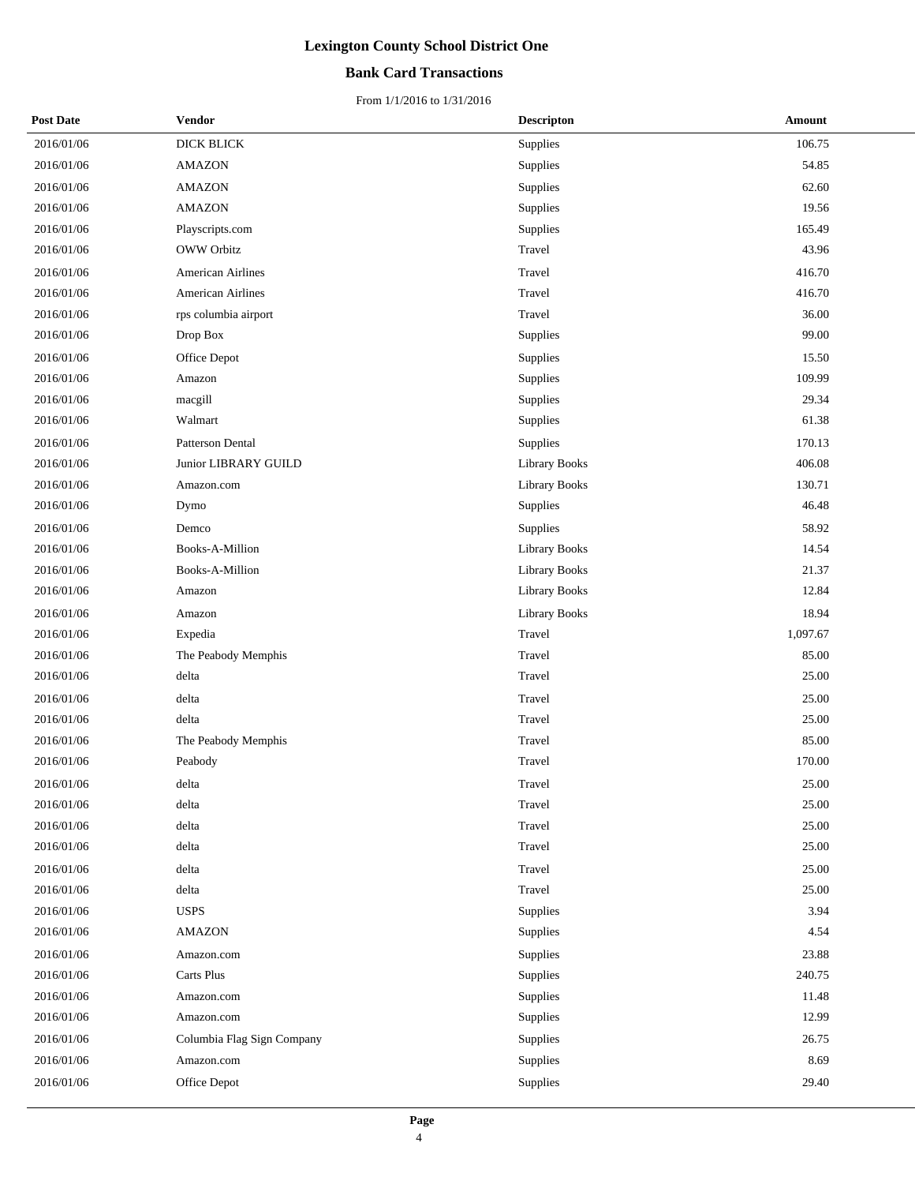# Lexington County School District One

## Bank Card Transactions

From 1/1/2016 to 1/31/2016

| Post Date | Vendor | Descripton | Amount |
|---|---|---|---|
| 2016/01/06 | DICK BLICK | Supplies | 106.75 |
| 2016/01/06 | AMAZON | Supplies | 54.85 |
| 2016/01/06 | AMAZON | Supplies | 62.60 |
| 2016/01/06 | AMAZON | Supplies | 19.56 |
| 2016/01/06 | Playscripts.com | Supplies | 165.49 |
| 2016/01/06 | OWW Orbitz | Travel | 43.96 |
| 2016/01/06 | American Airlines | Travel | 416.70 |
| 2016/01/06 | American Airlines | Travel | 416.70 |
| 2016/01/06 | rps columbia airport | Travel | 36.00 |
| 2016/01/06 | Drop Box | Supplies | 99.00 |
| 2016/01/06 | Office Depot | Supplies | 15.50 |
| 2016/01/06 | Amazon | Supplies | 109.99 |
| 2016/01/06 | macgill | Supplies | 29.34 |
| 2016/01/06 | Walmart | Supplies | 61.38 |
| 2016/01/06 | Patterson Dental | Supplies | 170.13 |
| 2016/01/06 | Junior LIBRARY GUILD | Library Books | 406.08 |
| 2016/01/06 | Amazon.com | Library Books | 130.71 |
| 2016/01/06 | Dymo | Supplies | 46.48 |
| 2016/01/06 | Demco | Supplies | 58.92 |
| 2016/01/06 | Books-A-Million | Library Books | 14.54 |
| 2016/01/06 | Books-A-Million | Library Books | 21.37 |
| 2016/01/06 | Amazon | Library Books | 12.84 |
| 2016/01/06 | Amazon | Library Books | 18.94 |
| 2016/01/06 | Expedia | Travel | 1,097.67 |
| 2016/01/06 | The Peabody Memphis | Travel | 85.00 |
| 2016/01/06 | delta | Travel | 25.00 |
| 2016/01/06 | delta | Travel | 25.00 |
| 2016/01/06 | delta | Travel | 25.00 |
| 2016/01/06 | The Peabody Memphis | Travel | 85.00 |
| 2016/01/06 | Peabody | Travel | 170.00 |
| 2016/01/06 | delta | Travel | 25.00 |
| 2016/01/06 | delta | Travel | 25.00 |
| 2016/01/06 | delta | Travel | 25.00 |
| 2016/01/06 | delta | Travel | 25.00 |
| 2016/01/06 | delta | Travel | 25.00 |
| 2016/01/06 | delta | Travel | 25.00 |
| 2016/01/06 | USPS | Supplies | 3.94 |
| 2016/01/06 | AMAZON | Supplies | 4.54 |
| 2016/01/06 | Amazon.com | Supplies | 23.88 |
| 2016/01/06 | Carts Plus | Supplies | 240.75 |
| 2016/01/06 | Amazon.com | Supplies | 11.48 |
| 2016/01/06 | Amazon.com | Supplies | 12.99 |
| 2016/01/06 | Columbia Flag Sign Company | Supplies | 26.75 |
| 2016/01/06 | Amazon.com | Supplies | 8.69 |
| 2016/01/06 | Office Depot | Supplies | 29.40 |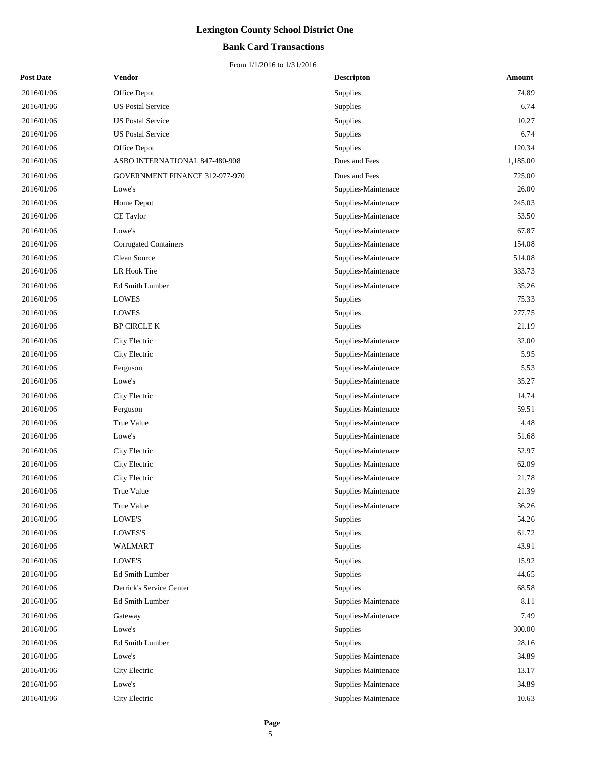# Lexington County School District One

## Bank Card Transactions

From 1/1/2016 to 1/31/2016

| Post Date | Vendor | Descripton | Amount |
|---|---|---|---|
| 2016/01/06 | Office Depot | Supplies | 74.89 |
| 2016/01/06 | US Postal Service | Supplies | 6.74 |
| 2016/01/06 | US Postal Service | Supplies | 10.27 |
| 2016/01/06 | US Postal Service | Supplies | 6.74 |
| 2016/01/06 | Office Depot | Supplies | 120.34 |
| 2016/01/06 | ASBO INTERNATIONAL 847-480-908 | Dues and Fees | 1,185.00 |
| 2016/01/06 | GOVERNMENT FINANCE 312-977-970 | Dues and Fees | 725.00 |
| 2016/01/06 | Lowe's | Supplies-Maintenace | 26.00 |
| 2016/01/06 | Home Depot | Supplies-Maintenace | 245.03 |
| 2016/01/06 | CE Taylor | Supplies-Maintenace | 53.50 |
| 2016/01/06 | Lowe's | Supplies-Maintenace | 67.87 |
| 2016/01/06 | Corrugated Containers | Supplies-Maintenace | 154.08 |
| 2016/01/06 | Clean Source | Supplies-Maintenace | 514.08 |
| 2016/01/06 | LR Hook Tire | Supplies-Maintenace | 333.73 |
| 2016/01/06 | Ed Smith Lumber | Supplies-Maintenace | 35.26 |
| 2016/01/06 | LOWES | Supplies | 75.33 |
| 2016/01/06 | LOWES | Supplies | 277.75 |
| 2016/01/06 | BP CIRCLE K | Supplies | 21.19 |
| 2016/01/06 | City Electric | Supplies-Maintenace | 32.00 |
| 2016/01/06 | City Electric | Supplies-Maintenace | 5.95 |
| 2016/01/06 | Ferguson | Supplies-Maintenace | 5.53 |
| 2016/01/06 | Lowe's | Supplies-Maintenace | 35.27 |
| 2016/01/06 | City Electric | Supplies-Maintenace | 14.74 |
| 2016/01/06 | Ferguson | Supplies-Maintenace | 59.51 |
| 2016/01/06 | True Value | Supplies-Maintenace | 4.48 |
| 2016/01/06 | Lowe's | Supplies-Maintenace | 51.68 |
| 2016/01/06 | City Electric | Supplies-Maintenace | 52.97 |
| 2016/01/06 | City Electric | Supplies-Maintenace | 62.09 |
| 2016/01/06 | City Electric | Supplies-Maintenace | 21.78 |
| 2016/01/06 | True Value | Supplies-Maintenace | 21.39 |
| 2016/01/06 | True Value | Supplies-Maintenace | 36.26 |
| 2016/01/06 | LOWE'S | Supplies | 54.26 |
| 2016/01/06 | LOWES'S | Supplies | 61.72 |
| 2016/01/06 | WALMART | Supplies | 43.91 |
| 2016/01/06 | LOWE'S | Supplies | 15.92 |
| 2016/01/06 | Ed Smith Lumber | Supplies | 44.65 |
| 2016/01/06 | Derrick's Service Center | Supplies | 68.58 |
| 2016/01/06 | Ed Smith Lumber | Supplies-Maintenace | 8.11 |
| 2016/01/06 | Gateway | Supplies-Maintenace | 7.49 |
| 2016/01/06 | Lowe's | Supplies | 300.00 |
| 2016/01/06 | Ed Smith Lumber | Supplies | 28.16 |
| 2016/01/06 | Lowe's | Supplies-Maintenace | 34.89 |
| 2016/01/06 | City Electric | Supplies-Maintenace | 13.17 |
| 2016/01/06 | Lowe's | Supplies-Maintenace | 34.89 |
| 2016/01/06 | City Electric | Supplies-Maintenace | 10.63 |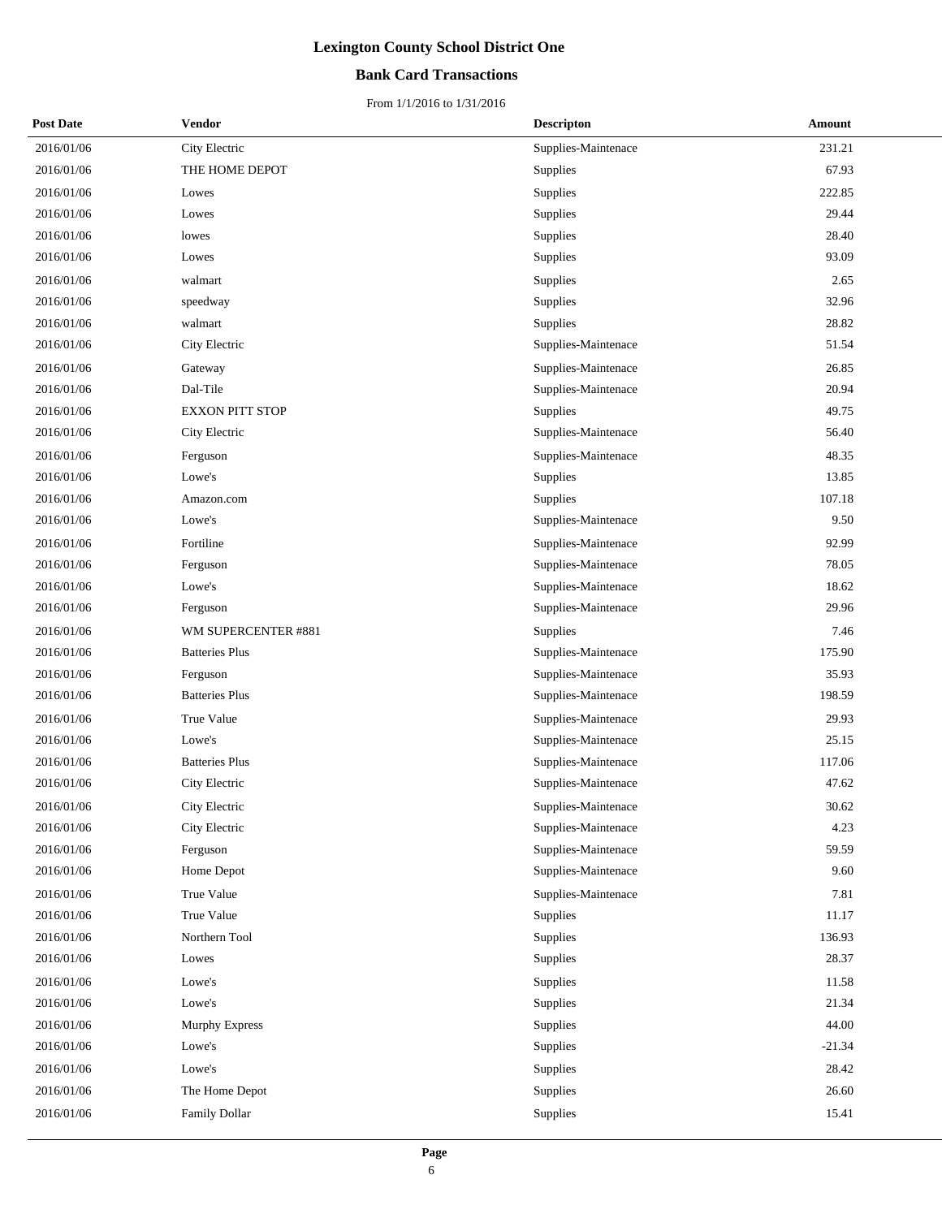# Lexington County School District One

## Bank Card Transactions

From 1/1/2016 to 1/31/2016

| Post Date | Vendor | Descripton | Amount |
|---|---|---|---|
| 2016/01/06 | City Electric | Supplies-Maintenace | 231.21 |
| 2016/01/06 | THE HOME DEPOT | Supplies | 67.93 |
| 2016/01/06 | Lowes | Supplies | 222.85 |
| 2016/01/06 | Lowes | Supplies | 29.44 |
| 2016/01/06 | lowes | Supplies | 28.40 |
| 2016/01/06 | Lowes | Supplies | 93.09 |
| 2016/01/06 | walmart | Supplies | 2.65 |
| 2016/01/06 | speedway | Supplies | 32.96 |
| 2016/01/06 | walmart | Supplies | 28.82 |
| 2016/01/06 | City Electric | Supplies-Maintenace | 51.54 |
| 2016/01/06 | Gateway | Supplies-Maintenace | 26.85 |
| 2016/01/06 | Dal-Tile | Supplies-Maintenace | 20.94 |
| 2016/01/06 | EXXON PITT STOP | Supplies | 49.75 |
| 2016/01/06 | City Electric | Supplies-Maintenace | 56.40 |
| 2016/01/06 | Ferguson | Supplies-Maintenace | 48.35 |
| 2016/01/06 | Lowe's | Supplies | 13.85 |
| 2016/01/06 | Amazon.com | Supplies | 107.18 |
| 2016/01/06 | Lowe's | Supplies-Maintenace | 9.50 |
| 2016/01/06 | Fortiline | Supplies-Maintenace | 92.99 |
| 2016/01/06 | Ferguson | Supplies-Maintenace | 78.05 |
| 2016/01/06 | Lowe's | Supplies-Maintenace | 18.62 |
| 2016/01/06 | Ferguson | Supplies-Maintenace | 29.96 |
| 2016/01/06 | WM SUPERCENTER #881 | Supplies | 7.46 |
| 2016/01/06 | Batteries Plus | Supplies-Maintenace | 175.90 |
| 2016/01/06 | Ferguson | Supplies-Maintenace | 35.93 |
| 2016/01/06 | Batteries Plus | Supplies-Maintenace | 198.59 |
| 2016/01/06 | True Value | Supplies-Maintenace | 29.93 |
| 2016/01/06 | Lowe's | Supplies-Maintenace | 25.15 |
| 2016/01/06 | Batteries Plus | Supplies-Maintenace | 117.06 |
| 2016/01/06 | City Electric | Supplies-Maintenace | 47.62 |
| 2016/01/06 | City Electric | Supplies-Maintenace | 30.62 |
| 2016/01/06 | City Electric | Supplies-Maintenace | 4.23 |
| 2016/01/06 | Ferguson | Supplies-Maintenace | 59.59 |
| 2016/01/06 | Home Depot | Supplies-Maintenace | 9.60 |
| 2016/01/06 | True Value | Supplies-Maintenace | 7.81 |
| 2016/01/06 | True Value | Supplies | 11.17 |
| 2016/01/06 | Northern Tool | Supplies | 136.93 |
| 2016/01/06 | Lowes | Supplies | 28.37 |
| 2016/01/06 | Lowe's | Supplies | 11.58 |
| 2016/01/06 | Lowe's | Supplies | 21.34 |
| 2016/01/06 | Murphy Express | Supplies | 44.00 |
| 2016/01/06 | Lowe's | Supplies | -21.34 |
| 2016/01/06 | Lowe's | Supplies | 28.42 |
| 2016/01/06 | The Home Depot | Supplies | 26.60 |
| 2016/01/06 | Family Dollar | Supplies | 15.41 |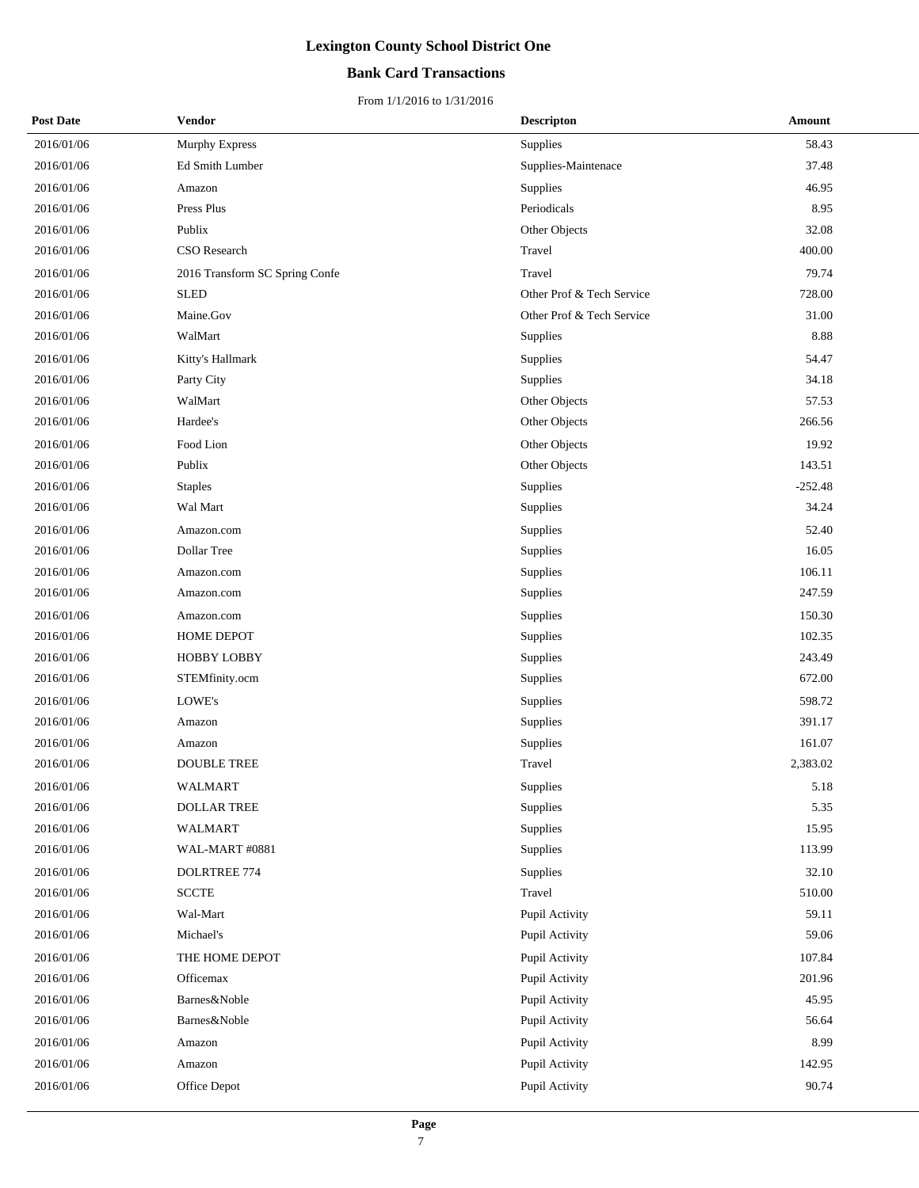# Lexington County School District One

## Bank Card Transactions

From 1/1/2016 to 1/31/2016

| Post Date | Vendor | Descripton | Amount |
|---|---|---|---|
| 2016/01/06 | Murphy Express | Supplies | 58.43 |
| 2016/01/06 | Ed Smith Lumber | Supplies-Maintenace | 37.48 |
| 2016/01/06 | Amazon | Supplies | 46.95 |
| 2016/01/06 | Press Plus | Periodicals | 8.95 |
| 2016/01/06 | Publix | Other Objects | 32.08 |
| 2016/01/06 | CSO Research | Travel | 400.00 |
| 2016/01/06 | 2016 Transform SC Spring Confe | Travel | 79.74 |
| 2016/01/06 | SLED | Other Prof & Tech Service | 728.00 |
| 2016/01/06 | Maine.Gov | Other Prof & Tech Service | 31.00 |
| 2016/01/06 | WalMart | Supplies | 8.88 |
| 2016/01/06 | Kitty's Hallmark | Supplies | 54.47 |
| 2016/01/06 | Party City | Supplies | 34.18 |
| 2016/01/06 | WalMart | Other Objects | 57.53 |
| 2016/01/06 | Hardee's | Other Objects | 266.56 |
| 2016/01/06 | Food Lion | Other Objects | 19.92 |
| 2016/01/06 | Publix | Other Objects | 143.51 |
| 2016/01/06 | Staples | Supplies | -252.48 |
| 2016/01/06 | Wal Mart | Supplies | 34.24 |
| 2016/01/06 | Amazon.com | Supplies | 52.40 |
| 2016/01/06 | Dollar Tree | Supplies | 16.05 |
| 2016/01/06 | Amazon.com | Supplies | 106.11 |
| 2016/01/06 | Amazon.com | Supplies | 247.59 |
| 2016/01/06 | Amazon.com | Supplies | 150.30 |
| 2016/01/06 | HOME DEPOT | Supplies | 102.35 |
| 2016/01/06 | HOBBY LOBBY | Supplies | 243.49 |
| 2016/01/06 | STEMfinity.ocm | Supplies | 672.00 |
| 2016/01/06 | LOWE's | Supplies | 598.72 |
| 2016/01/06 | Amazon | Supplies | 391.17 |
| 2016/01/06 | Amazon | Supplies | 161.07 |
| 2016/01/06 | DOUBLE TREE | Travel | 2,383.02 |
| 2016/01/06 | WALMART | Supplies | 5.18 |
| 2016/01/06 | DOLLAR TREE | Supplies | 5.35 |
| 2016/01/06 | WALMART | Supplies | 15.95 |
| 2016/01/06 | WAL-MART #0881 | Supplies | 113.99 |
| 2016/01/06 | DOLRTREE 774 | Supplies | 32.10 |
| 2016/01/06 | SCCTE | Travel | 510.00 |
| 2016/01/06 | Wal-Mart | Pupil Activity | 59.11 |
| 2016/01/06 | Michael's | Pupil Activity | 59.06 |
| 2016/01/06 | THE HOME DEPOT | Pupil Activity | 107.84 |
| 2016/01/06 | Officemax | Pupil Activity | 201.96 |
| 2016/01/06 | Barnes&Noble | Pupil Activity | 45.95 |
| 2016/01/06 | Barnes&Noble | Pupil Activity | 56.64 |
| 2016/01/06 | Amazon | Pupil Activity | 8.99 |
| 2016/01/06 | Amazon | Pupil Activity | 142.95 |
| 2016/01/06 | Office Depot | Pupil Activity | 90.74 |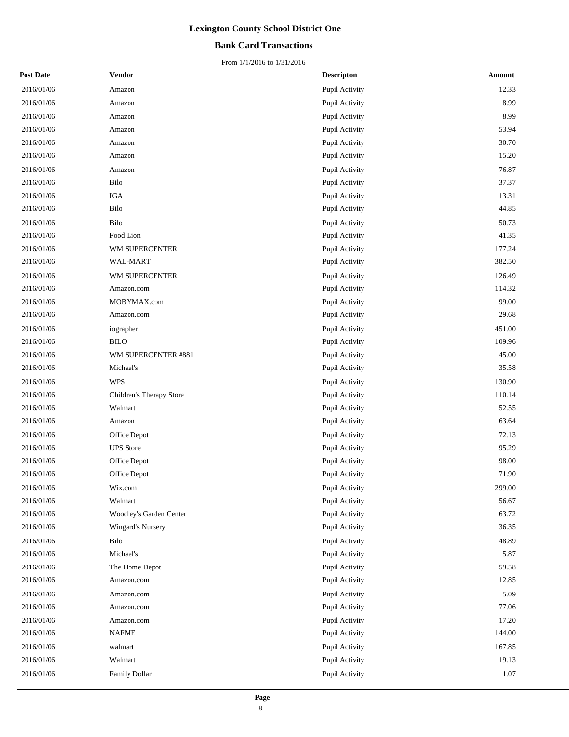# Lexington County School District One

## Bank Card Transactions

From 1/1/2016 to 1/31/2016

| Post Date | Vendor | Descripton | Amount |
|---|---|---|---|
| 2016/01/06 | Amazon | Pupil Activity | 12.33 |
| 2016/01/06 | Amazon | Pupil Activity | 8.99 |
| 2016/01/06 | Amazon | Pupil Activity | 8.99 |
| 2016/01/06 | Amazon | Pupil Activity | 53.94 |
| 2016/01/06 | Amazon | Pupil Activity | 30.70 |
| 2016/01/06 | Amazon | Pupil Activity | 15.20 |
| 2016/01/06 | Amazon | Pupil Activity | 76.87 |
| 2016/01/06 | Bilo | Pupil Activity | 37.37 |
| 2016/01/06 | IGA | Pupil Activity | 13.31 |
| 2016/01/06 | Bilo | Pupil Activity | 44.85 |
| 2016/01/06 | Bilo | Pupil Activity | 50.73 |
| 2016/01/06 | Food Lion | Pupil Activity | 41.35 |
| 2016/01/06 | WM SUPERCENTER | Pupil Activity | 177.24 |
| 2016/01/06 | WAL-MART | Pupil Activity | 382.50 |
| 2016/01/06 | WM SUPERCENTER | Pupil Activity | 126.49 |
| 2016/01/06 | Amazon.com | Pupil Activity | 114.32 |
| 2016/01/06 | MOBYMAX.com | Pupil Activity | 99.00 |
| 2016/01/06 | Amazon.com | Pupil Activity | 29.68 |
| 2016/01/06 | iographer | Pupil Activity | 451.00 |
| 2016/01/06 | BILO | Pupil Activity | 109.96 |
| 2016/01/06 | WM SUPERCENTER #881 | Pupil Activity | 45.00 |
| 2016/01/06 | Michael's | Pupil Activity | 35.58 |
| 2016/01/06 | WPS | Pupil Activity | 130.90 |
| 2016/01/06 | Children's Therapy Store | Pupil Activity | 110.14 |
| 2016/01/06 | Walmart | Pupil Activity | 52.55 |
| 2016/01/06 | Amazon | Pupil Activity | 63.64 |
| 2016/01/06 | Office Depot | Pupil Activity | 72.13 |
| 2016/01/06 | UPS Store | Pupil Activity | 95.29 |
| 2016/01/06 | Office Depot | Pupil Activity | 98.00 |
| 2016/01/06 | Office Depot | Pupil Activity | 71.90 |
| 2016/01/06 | Wix.com | Pupil Activity | 299.00 |
| 2016/01/06 | Walmart | Pupil Activity | 56.67 |
| 2016/01/06 | Woodley's Garden Center | Pupil Activity | 63.72 |
| 2016/01/06 | Wingard's Nursery | Pupil Activity | 36.35 |
| 2016/01/06 | Bilo | Pupil Activity | 48.89 |
| 2016/01/06 | Michael's | Pupil Activity | 5.87 |
| 2016/01/06 | The Home Depot | Pupil Activity | 59.58 |
| 2016/01/06 | Amazon.com | Pupil Activity | 12.85 |
| 2016/01/06 | Amazon.com | Pupil Activity | 5.09 |
| 2016/01/06 | Amazon.com | Pupil Activity | 77.06 |
| 2016/01/06 | Amazon.com | Pupil Activity | 17.20 |
| 2016/01/06 | NAFME | Pupil Activity | 144.00 |
| 2016/01/06 | walmart | Pupil Activity | 167.85 |
| 2016/01/06 | Walmart | Pupil Activity | 19.13 |
| 2016/01/06 | Family Dollar | Pupil Activity | 1.07 |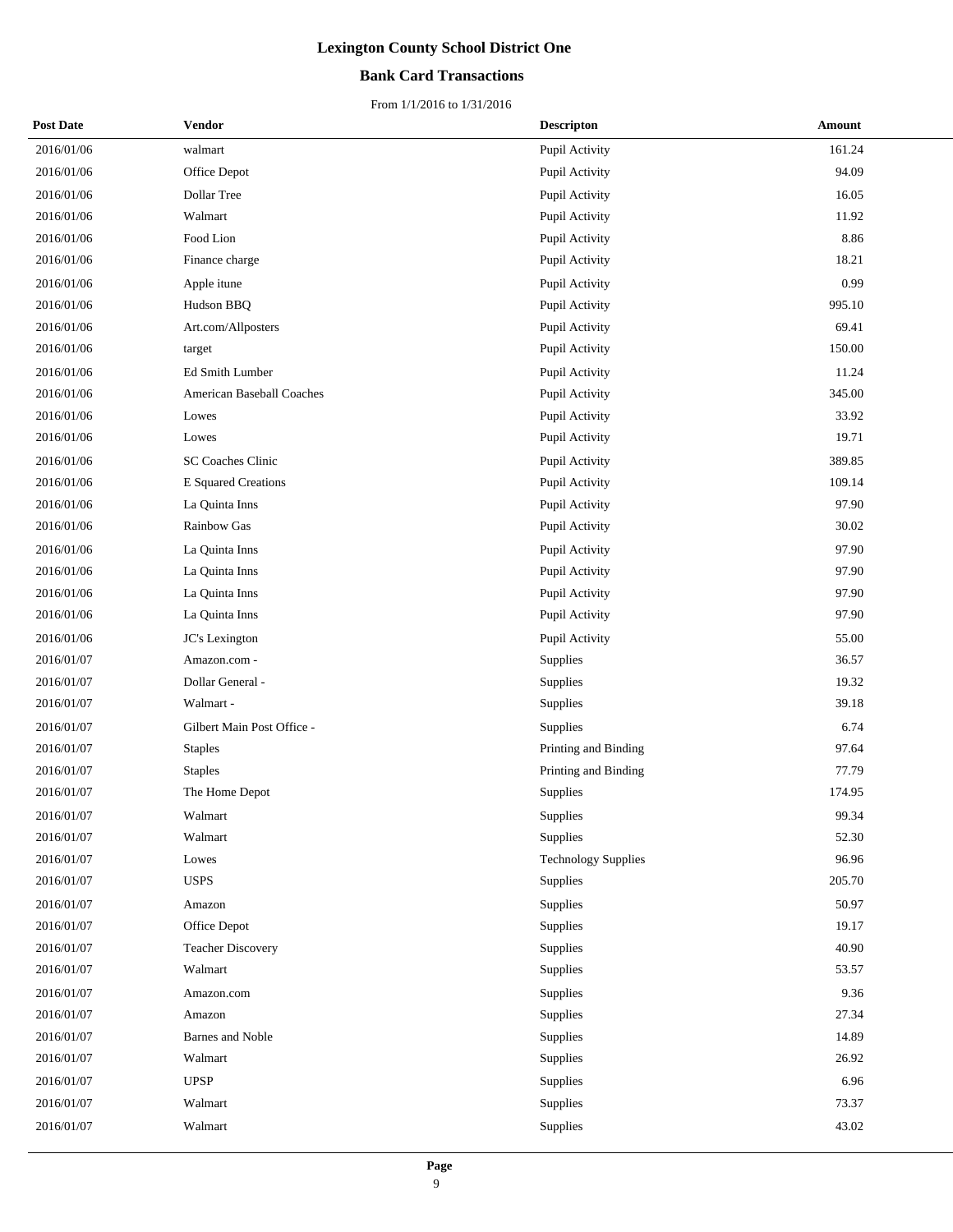# Lexington County School District One

## Bank Card Transactions

From 1/1/2016 to 1/31/2016

| Post Date | Vendor | Descripton | Amount |
|---|---|---|---|
| 2016/01/06 | walmart | Pupil Activity | 161.24 |
| 2016/01/06 | Office Depot | Pupil Activity | 94.09 |
| 2016/01/06 | Dollar Tree | Pupil Activity | 16.05 |
| 2016/01/06 | Walmart | Pupil Activity | 11.92 |
| 2016/01/06 | Food Lion | Pupil Activity | 8.86 |
| 2016/01/06 | Finance charge | Pupil Activity | 18.21 |
| 2016/01/06 | Apple itune | Pupil Activity | 0.99 |
| 2016/01/06 | Hudson BBQ | Pupil Activity | 995.10 |
| 2016/01/06 | Art.com/Allposters | Pupil Activity | 69.41 |
| 2016/01/06 | target | Pupil Activity | 150.00 |
| 2016/01/06 | Ed Smith Lumber | Pupil Activity | 11.24 |
| 2016/01/06 | American Baseball Coaches | Pupil Activity | 345.00 |
| 2016/01/06 | Lowes | Pupil Activity | 33.92 |
| 2016/01/06 | Lowes | Pupil Activity | 19.71 |
| 2016/01/06 | SC Coaches Clinic | Pupil Activity | 389.85 |
| 2016/01/06 | E Squared Creations | Pupil Activity | 109.14 |
| 2016/01/06 | La Quinta Inns | Pupil Activity | 97.90 |
| 2016/01/06 | Rainbow Gas | Pupil Activity | 30.02 |
| 2016/01/06 | La Quinta Inns | Pupil Activity | 97.90 |
| 2016/01/06 | La Quinta Inns | Pupil Activity | 97.90 |
| 2016/01/06 | La Quinta Inns | Pupil Activity | 97.90 |
| 2016/01/06 | La Quinta Inns | Pupil Activity | 97.90 |
| 2016/01/06 | JC's Lexington | Pupil Activity | 55.00 |
| 2016/01/07 | Amazon.com - | Supplies | 36.57 |
| 2016/01/07 | Dollar General - | Supplies | 19.32 |
| 2016/01/07 | Walmart - | Supplies | 39.18 |
| 2016/01/07 | Gilbert Main Post Office - | Supplies | 6.74 |
| 2016/01/07 | Staples | Printing and Binding | 97.64 |
| 2016/01/07 | Staples | Printing and Binding | 77.79 |
| 2016/01/07 | The Home Depot | Supplies | 174.95 |
| 2016/01/07 | Walmart | Supplies | 99.34 |
| 2016/01/07 | Walmart | Supplies | 52.30 |
| 2016/01/07 | Lowes | Technology Supplies | 96.96 |
| 2016/01/07 | USPS | Supplies | 205.70 |
| 2016/01/07 | Amazon | Supplies | 50.97 |
| 2016/01/07 | Office Depot | Supplies | 19.17 |
| 2016/01/07 | Teacher Discovery | Supplies | 40.90 |
| 2016/01/07 | Walmart | Supplies | 53.57 |
| 2016/01/07 | Amazon.com | Supplies | 9.36 |
| 2016/01/07 | Amazon | Supplies | 27.34 |
| 2016/01/07 | Barnes and Noble | Supplies | 14.89 |
| 2016/01/07 | Walmart | Supplies | 26.92 |
| 2016/01/07 | UPSP | Supplies | 6.96 |
| 2016/01/07 | Walmart | Supplies | 73.37 |
| 2016/01/07 | Walmart | Supplies | 43.02 |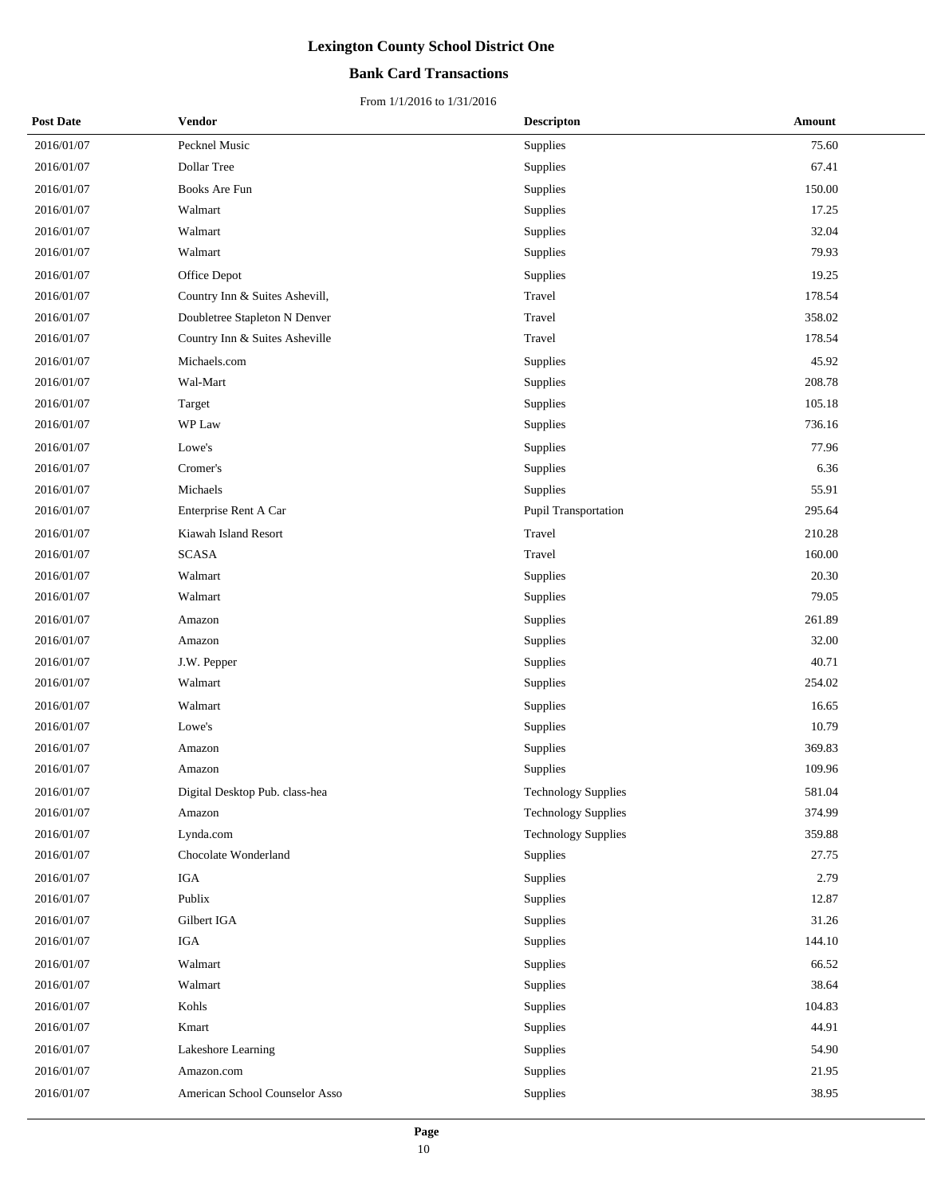# Lexington County School District One

## Bank Card Transactions

From 1/1/2016 to 1/31/2016

| Post Date | Vendor | Descripton | Amount |
|---|---|---|---|
| 2016/01/07 | Pecknel Music | Supplies | 75.60 |
| 2016/01/07 | Dollar Tree | Supplies | 67.41 |
| 2016/01/07 | Books Are Fun | Supplies | 150.00 |
| 2016/01/07 | Walmart | Supplies | 17.25 |
| 2016/01/07 | Walmart | Supplies | 32.04 |
| 2016/01/07 | Walmart | Supplies | 79.93 |
| 2016/01/07 | Office Depot | Supplies | 19.25 |
| 2016/01/07 | Country Inn & Suites Ashevill, | Travel | 178.54 |
| 2016/01/07 | Doubletree Stapleton N Denver | Travel | 358.02 |
| 2016/01/07 | Country Inn & Suites Asheville | Travel | 178.54 |
| 2016/01/07 | Michaels.com | Supplies | 45.92 |
| 2016/01/07 | Wal-Mart | Supplies | 208.78 |
| 2016/01/07 | Target | Supplies | 105.18 |
| 2016/01/07 | WP Law | Supplies | 736.16 |
| 2016/01/07 | Lowe's | Supplies | 77.96 |
| 2016/01/07 | Cromer's | Supplies | 6.36 |
| 2016/01/07 | Michaels | Supplies | 55.91 |
| 2016/01/07 | Enterprise Rent A Car | Pupil Transportation | 295.64 |
| 2016/01/07 | Kiawah Island Resort | Travel | 210.28 |
| 2016/01/07 | SCASA | Travel | 160.00 |
| 2016/01/07 | Walmart | Supplies | 20.30 |
| 2016/01/07 | Walmart | Supplies | 79.05 |
| 2016/01/07 | Amazon | Supplies | 261.89 |
| 2016/01/07 | Amazon | Supplies | 32.00 |
| 2016/01/07 | J.W. Pepper | Supplies | 40.71 |
| 2016/01/07 | Walmart | Supplies | 254.02 |
| 2016/01/07 | Walmart | Supplies | 16.65 |
| 2016/01/07 | Lowe's | Supplies | 10.79 |
| 2016/01/07 | Amazon | Supplies | 369.83 |
| 2016/01/07 | Amazon | Supplies | 109.96 |
| 2016/01/07 | Digital Desktop Pub. class-hea | Technology Supplies | 581.04 |
| 2016/01/07 | Amazon | Technology Supplies | 374.99 |
| 2016/01/07 | Lynda.com | Technology Supplies | 359.88 |
| 2016/01/07 | Chocolate Wonderland | Supplies | 27.75 |
| 2016/01/07 | IGA | Supplies | 2.79 |
| 2016/01/07 | Publix | Supplies | 12.87 |
| 2016/01/07 | Gilbert IGA | Supplies | 31.26 |
| 2016/01/07 | IGA | Supplies | 144.10 |
| 2016/01/07 | Walmart | Supplies | 66.52 |
| 2016/01/07 | Walmart | Supplies | 38.64 |
| 2016/01/07 | Kohls | Supplies | 104.83 |
| 2016/01/07 | Kmart | Supplies | 44.91 |
| 2016/01/07 | Lakeshore Learning | Supplies | 54.90 |
| 2016/01/07 | Amazon.com | Supplies | 21.95 |
| 2016/01/07 | American School Counselor Asso | Supplies | 38.95 |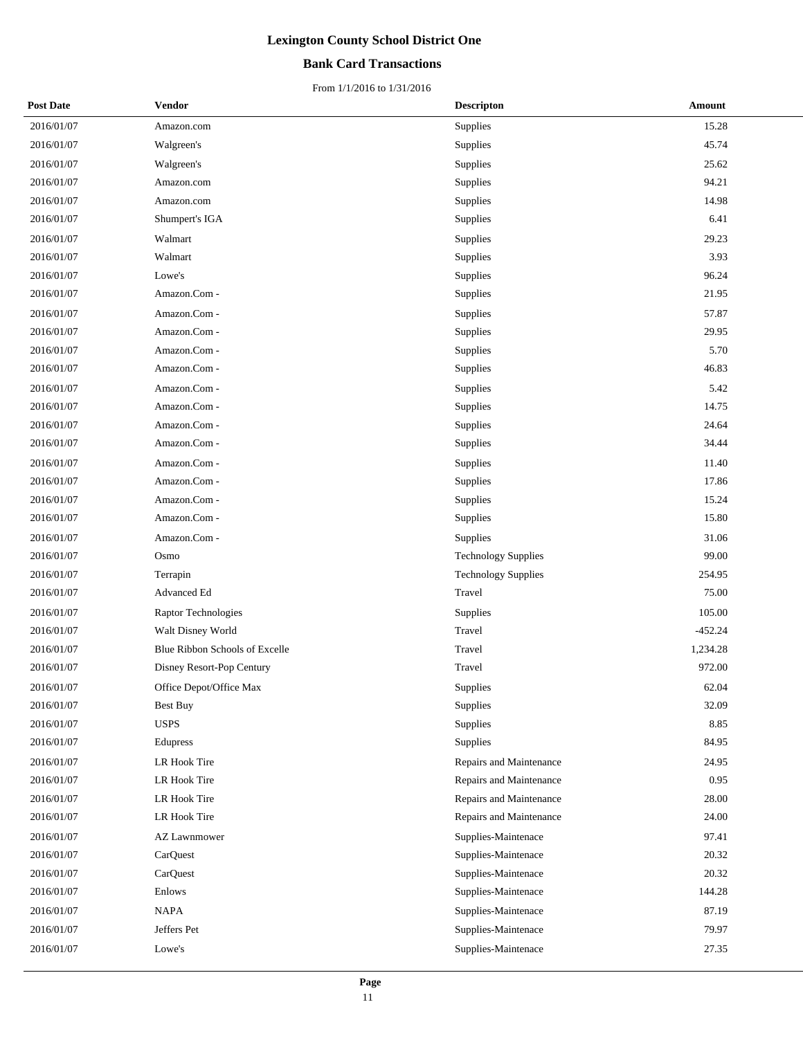# Lexington County School District One

## Bank Card Transactions

From 1/1/2016 to 1/31/2016

| Post Date | Vendor | Descripton | Amount |
|---|---|---|---|
| 2016/01/07 | Amazon.com | Supplies | 15.28 |
| 2016/01/07 | Walgreen's | Supplies | 45.74 |
| 2016/01/07 | Walgreen's | Supplies | 25.62 |
| 2016/01/07 | Amazon.com | Supplies | 94.21 |
| 2016/01/07 | Amazon.com | Supplies | 14.98 |
| 2016/01/07 | Shumpert's IGA | Supplies | 6.41 |
| 2016/01/07 | Walmart | Supplies | 29.23 |
| 2016/01/07 | Walmart | Supplies | 3.93 |
| 2016/01/07 | Lowe's | Supplies | 96.24 |
| 2016/01/07 | Amazon.Com - | Supplies | 21.95 |
| 2016/01/07 | Amazon.Com - | Supplies | 57.87 |
| 2016/01/07 | Amazon.Com - | Supplies | 29.95 |
| 2016/01/07 | Amazon.Com - | Supplies | 5.70 |
| 2016/01/07 | Amazon.Com - | Supplies | 46.83 |
| 2016/01/07 | Amazon.Com - | Supplies | 5.42 |
| 2016/01/07 | Amazon.Com - | Supplies | 14.75 |
| 2016/01/07 | Amazon.Com - | Supplies | 24.64 |
| 2016/01/07 | Amazon.Com - | Supplies | 34.44 |
| 2016/01/07 | Amazon.Com - | Supplies | 11.40 |
| 2016/01/07 | Amazon.Com - | Supplies | 17.86 |
| 2016/01/07 | Amazon.Com - | Supplies | 15.24 |
| 2016/01/07 | Amazon.Com - | Supplies | 15.80 |
| 2016/01/07 | Amazon.Com - | Supplies | 31.06 |
| 2016/01/07 | Osmo | Technology Supplies | 99.00 |
| 2016/01/07 | Terrapin | Technology Supplies | 254.95 |
| 2016/01/07 | Advanced Ed | Travel | 75.00 |
| 2016/01/07 | Raptor Technologies | Supplies | 105.00 |
| 2016/01/07 | Walt Disney World | Travel | -452.24 |
| 2016/01/07 | Blue Ribbon Schools of Excelle | Travel | 1,234.28 |
| 2016/01/07 | Disney Resort-Pop Century | Travel | 972.00 |
| 2016/01/07 | Office Depot/Office Max | Supplies | 62.04 |
| 2016/01/07 | Best Buy | Supplies | 32.09 |
| 2016/01/07 | USPS | Supplies | 8.85 |
| 2016/01/07 | Edupress | Supplies | 84.95 |
| 2016/01/07 | LR Hook Tire | Repairs and Maintenance | 24.95 |
| 2016/01/07 | LR Hook Tire | Repairs and Maintenance | 0.95 |
| 2016/01/07 | LR Hook Tire | Repairs and Maintenance | 28.00 |
| 2016/01/07 | LR Hook Tire | Repairs and Maintenance | 24.00 |
| 2016/01/07 | AZ Lawnmower | Supplies-Maintenace | 97.41 |
| 2016/01/07 | CarQuest | Supplies-Maintenace | 20.32 |
| 2016/01/07 | CarQuest | Supplies-Maintenace | 20.32 |
| 2016/01/07 | Enlows | Supplies-Maintenace | 144.28 |
| 2016/01/07 | NAPA | Supplies-Maintenace | 87.19 |
| 2016/01/07 | Jeffers Pet | Supplies-Maintenace | 79.97 |
| 2016/01/07 | Lowe's | Supplies-Maintenace | 27.35 |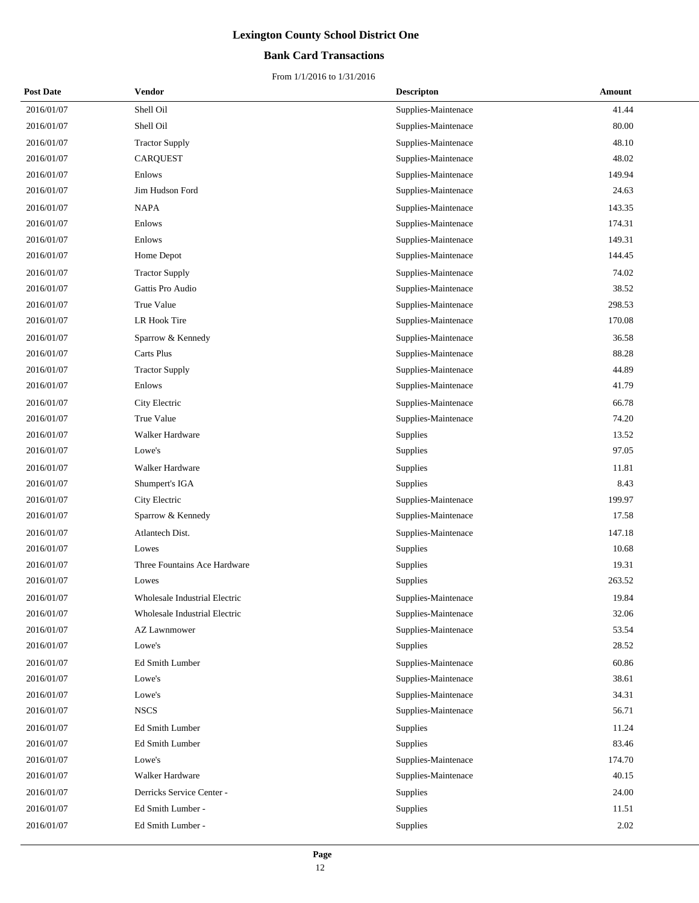# Lexington County School District One

## Bank Card Transactions

From 1/1/2016 to 1/31/2016

| Post Date | Vendor | Descripton | Amount |
|---|---|---|---|
| 2016/01/07 | Shell Oil | Supplies-Maintenace | 41.44 |
| 2016/01/07 | Shell Oil | Supplies-Maintenace | 80.00 |
| 2016/01/07 | Tractor Supply | Supplies-Maintenace | 48.10 |
| 2016/01/07 | CARQUEST | Supplies-Maintenace | 48.02 |
| 2016/01/07 | Enlows | Supplies-Maintenace | 149.94 |
| 2016/01/07 | Jim Hudson Ford | Supplies-Maintenace | 24.63 |
| 2016/01/07 | NAPA | Supplies-Maintenace | 143.35 |
| 2016/01/07 | Enlows | Supplies-Maintenace | 174.31 |
| 2016/01/07 | Enlows | Supplies-Maintenace | 149.31 |
| 2016/01/07 | Home Depot | Supplies-Maintenace | 144.45 |
| 2016/01/07 | Tractor Supply | Supplies-Maintenace | 74.02 |
| 2016/01/07 | Gattis Pro Audio | Supplies-Maintenace | 38.52 |
| 2016/01/07 | True Value | Supplies-Maintenace | 298.53 |
| 2016/01/07 | LR Hook Tire | Supplies-Maintenace | 170.08 |
| 2016/01/07 | Sparrow & Kennedy | Supplies-Maintenace | 36.58 |
| 2016/01/07 | Carts Plus | Supplies-Maintenace | 88.28 |
| 2016/01/07 | Tractor Supply | Supplies-Maintenace | 44.89 |
| 2016/01/07 | Enlows | Supplies-Maintenace | 41.79 |
| 2016/01/07 | City Electric | Supplies-Maintenace | 66.78 |
| 2016/01/07 | True Value | Supplies-Maintenace | 74.20 |
| 2016/01/07 | Walker Hardware | Supplies | 13.52 |
| 2016/01/07 | Lowe's | Supplies | 97.05 |
| 2016/01/07 | Walker Hardware | Supplies | 11.81 |
| 2016/01/07 | Shumpert's IGA | Supplies | 8.43 |
| 2016/01/07 | City Electric | Supplies-Maintenace | 199.97 |
| 2016/01/07 | Sparrow & Kennedy | Supplies-Maintenace | 17.58 |
| 2016/01/07 | Atlantech Dist. | Supplies-Maintenace | 147.18 |
| 2016/01/07 | Lowes | Supplies | 10.68 |
| 2016/01/07 | Three Fountains Ace Hardware | Supplies | 19.31 |
| 2016/01/07 | Lowes | Supplies | 263.52 |
| 2016/01/07 | Wholesale Industrial Electric | Supplies-Maintenace | 19.84 |
| 2016/01/07 | Wholesale Industrial Electric | Supplies-Maintenace | 32.06 |
| 2016/01/07 | AZ Lawnmower | Supplies-Maintenace | 53.54 |
| 2016/01/07 | Lowe's | Supplies | 28.52 |
| 2016/01/07 | Ed Smith Lumber | Supplies-Maintenace | 60.86 |
| 2016/01/07 | Lowe's | Supplies-Maintenace | 38.61 |
| 2016/01/07 | Lowe's | Supplies-Maintenace | 34.31 |
| 2016/01/07 | NSCS | Supplies-Maintenace | 56.71 |
| 2016/01/07 | Ed Smith Lumber | Supplies | 11.24 |
| 2016/01/07 | Ed Smith Lumber | Supplies | 83.46 |
| 2016/01/07 | Lowe's | Supplies-Maintenace | 174.70 |
| 2016/01/07 | Walker Hardware | Supplies-Maintenace | 40.15 |
| 2016/01/07 | Derricks Service Center - | Supplies | 24.00 |
| 2016/01/07 | Ed Smith Lumber - | Supplies | 11.51 |
| 2016/01/07 | Ed Smith Lumber - | Supplies | 2.02 |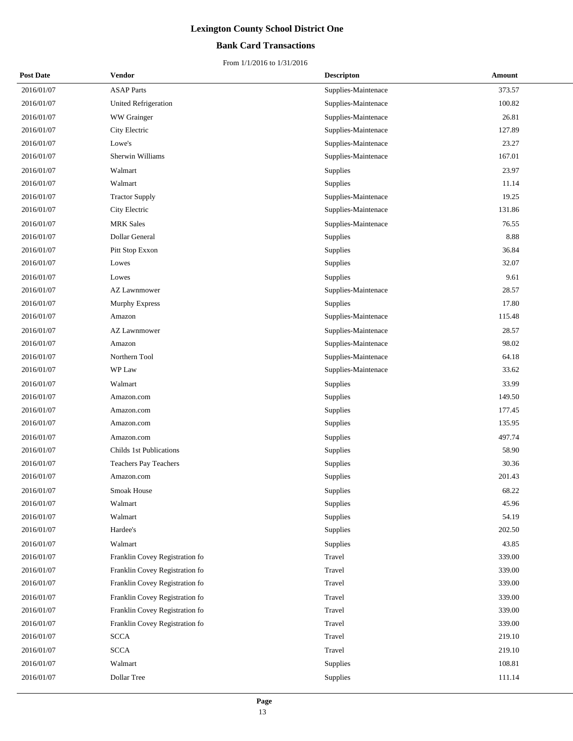# Lexington County School District One

## Bank Card Transactions

From 1/1/2016 to 1/31/2016

| Post Date | Vendor | Descripton | Amount |
|---|---|---|---|
| 2016/01/07 | ASAP Parts | Supplies-Maintenace | 373.57 |
| 2016/01/07 | United Refrigeration | Supplies-Maintenace | 100.82 |
| 2016/01/07 | WW Grainger | Supplies-Maintenace | 26.81 |
| 2016/01/07 | City Electric | Supplies-Maintenace | 127.89 |
| 2016/01/07 | Lowe's | Supplies-Maintenace | 23.27 |
| 2016/01/07 | Sherwin Williams | Supplies-Maintenace | 167.01 |
| 2016/01/07 | Walmart | Supplies | 23.97 |
| 2016/01/07 | Walmart | Supplies | 11.14 |
| 2016/01/07 | Tractor Supply | Supplies-Maintenace | 19.25 |
| 2016/01/07 | City Electric | Supplies-Maintenace | 131.86 |
| 2016/01/07 | MRK Sales | Supplies-Maintenace | 76.55 |
| 2016/01/07 | Dollar General | Supplies | 8.88 |
| 2016/01/07 | Pitt Stop Exxon | Supplies | 36.84 |
| 2016/01/07 | Lowes | Supplies | 32.07 |
| 2016/01/07 | Lowes | Supplies | 9.61 |
| 2016/01/07 | AZ Lawnmower | Supplies-Maintenace | 28.57 |
| 2016/01/07 | Murphy Express | Supplies | 17.80 |
| 2016/01/07 | Amazon | Supplies-Maintenace | 115.48 |
| 2016/01/07 | AZ Lawnmower | Supplies-Maintenace | 28.57 |
| 2016/01/07 | Amazon | Supplies-Maintenace | 98.02 |
| 2016/01/07 | Northern Tool | Supplies-Maintenace | 64.18 |
| 2016/01/07 | WP Law | Supplies-Maintenace | 33.62 |
| 2016/01/07 | Walmart | Supplies | 33.99 |
| 2016/01/07 | Amazon.com | Supplies | 149.50 |
| 2016/01/07 | Amazon.com | Supplies | 177.45 |
| 2016/01/07 | Amazon.com | Supplies | 135.95 |
| 2016/01/07 | Amazon.com | Supplies | 497.74 |
| 2016/01/07 | Childs 1st Publications | Supplies | 58.90 |
| 2016/01/07 | Teachers Pay Teachers | Supplies | 30.36 |
| 2016/01/07 | Amazon.com | Supplies | 201.43 |
| 2016/01/07 | Smoak House | Supplies | 68.22 |
| 2016/01/07 | Walmart | Supplies | 45.96 |
| 2016/01/07 | Walmart | Supplies | 54.19 |
| 2016/01/07 | Hardee's | Supplies | 202.50 |
| 2016/01/07 | Walmart | Supplies | 43.85 |
| 2016/01/07 | Franklin Covey Registration fo | Travel | 339.00 |
| 2016/01/07 | Franklin Covey Registration fo | Travel | 339.00 |
| 2016/01/07 | Franklin Covey Registration fo | Travel | 339.00 |
| 2016/01/07 | Franklin Covey Registration fo | Travel | 339.00 |
| 2016/01/07 | Franklin Covey Registration fo | Travel | 339.00 |
| 2016/01/07 | Franklin Covey Registration fo | Travel | 339.00 |
| 2016/01/07 | SCCA | Travel | 219.10 |
| 2016/01/07 | SCCA | Travel | 219.10 |
| 2016/01/07 | Walmart | Supplies | 108.81 |
| 2016/01/07 | Dollar Tree | Supplies | 111.14 |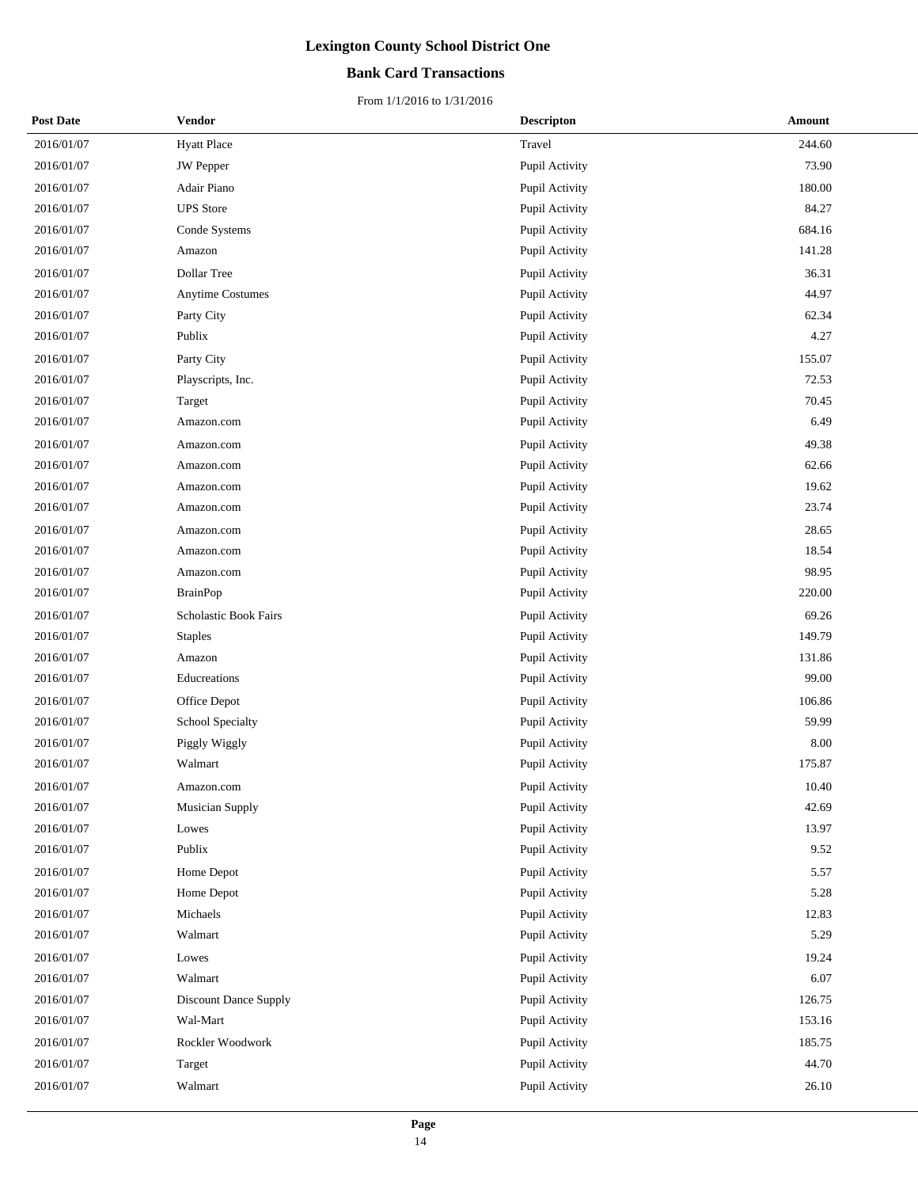# Lexington County School District One

## Bank Card Transactions

From 1/1/2016 to 1/31/2016

| Post Date | Vendor | Descripton | Amount |
|---|---|---|---|
| 2016/01/07 | Hyatt Place | Travel | 244.60 |
| 2016/01/07 | JW Pepper | Pupil Activity | 73.90 |
| 2016/01/07 | Adair Piano | Pupil Activity | 180.00 |
| 2016/01/07 | UPS Store | Pupil Activity | 84.27 |
| 2016/01/07 | Conde Systems | Pupil Activity | 684.16 |
| 2016/01/07 | Amazon | Pupil Activity | 141.28 |
| 2016/01/07 | Dollar Tree | Pupil Activity | 36.31 |
| 2016/01/07 | Anytime Costumes | Pupil Activity | 44.97 |
| 2016/01/07 | Party City | Pupil Activity | 62.34 |
| 2016/01/07 | Publix | Pupil Activity | 4.27 |
| 2016/01/07 | Party City | Pupil Activity | 155.07 |
| 2016/01/07 | Playscripts, Inc. | Pupil Activity | 72.53 |
| 2016/01/07 | Target | Pupil Activity | 70.45 |
| 2016/01/07 | Amazon.com | Pupil Activity | 6.49 |
| 2016/01/07 | Amazon.com | Pupil Activity | 49.38 |
| 2016/01/07 | Amazon.com | Pupil Activity | 62.66 |
| 2016/01/07 | Amazon.com | Pupil Activity | 19.62 |
| 2016/01/07 | Amazon.com | Pupil Activity | 23.74 |
| 2016/01/07 | Amazon.com | Pupil Activity | 28.65 |
| 2016/01/07 | Amazon.com | Pupil Activity | 18.54 |
| 2016/01/07 | Amazon.com | Pupil Activity | 98.95 |
| 2016/01/07 | BrainPop | Pupil Activity | 220.00 |
| 2016/01/07 | Scholastic Book Fairs | Pupil Activity | 69.26 |
| 2016/01/07 | Staples | Pupil Activity | 149.79 |
| 2016/01/07 | Amazon | Pupil Activity | 131.86 |
| 2016/01/07 | Educreations | Pupil Activity | 99.00 |
| 2016/01/07 | Office Depot | Pupil Activity | 106.86 |
| 2016/01/07 | School Specialty | Pupil Activity | 59.99 |
| 2016/01/07 | Piggly Wiggly | Pupil Activity | 8.00 |
| 2016/01/07 | Walmart | Pupil Activity | 175.87 |
| 2016/01/07 | Amazon.com | Pupil Activity | 10.40 |
| 2016/01/07 | Musician Supply | Pupil Activity | 42.69 |
| 2016/01/07 | Lowes | Pupil Activity | 13.97 |
| 2016/01/07 | Publix | Pupil Activity | 9.52 |
| 2016/01/07 | Home Depot | Pupil Activity | 5.57 |
| 2016/01/07 | Home Depot | Pupil Activity | 5.28 |
| 2016/01/07 | Michaels | Pupil Activity | 12.83 |
| 2016/01/07 | Walmart | Pupil Activity | 5.29 |
| 2016/01/07 | Lowes | Pupil Activity | 19.24 |
| 2016/01/07 | Walmart | Pupil Activity | 6.07 |
| 2016/01/07 | Discount Dance Supply | Pupil Activity | 126.75 |
| 2016/01/07 | Wal-Mart | Pupil Activity | 153.16 |
| 2016/01/07 | Rockler Woodwork | Pupil Activity | 185.75 |
| 2016/01/07 | Target | Pupil Activity | 44.70 |
| 2016/01/07 | Walmart | Pupil Activity | 26.10 |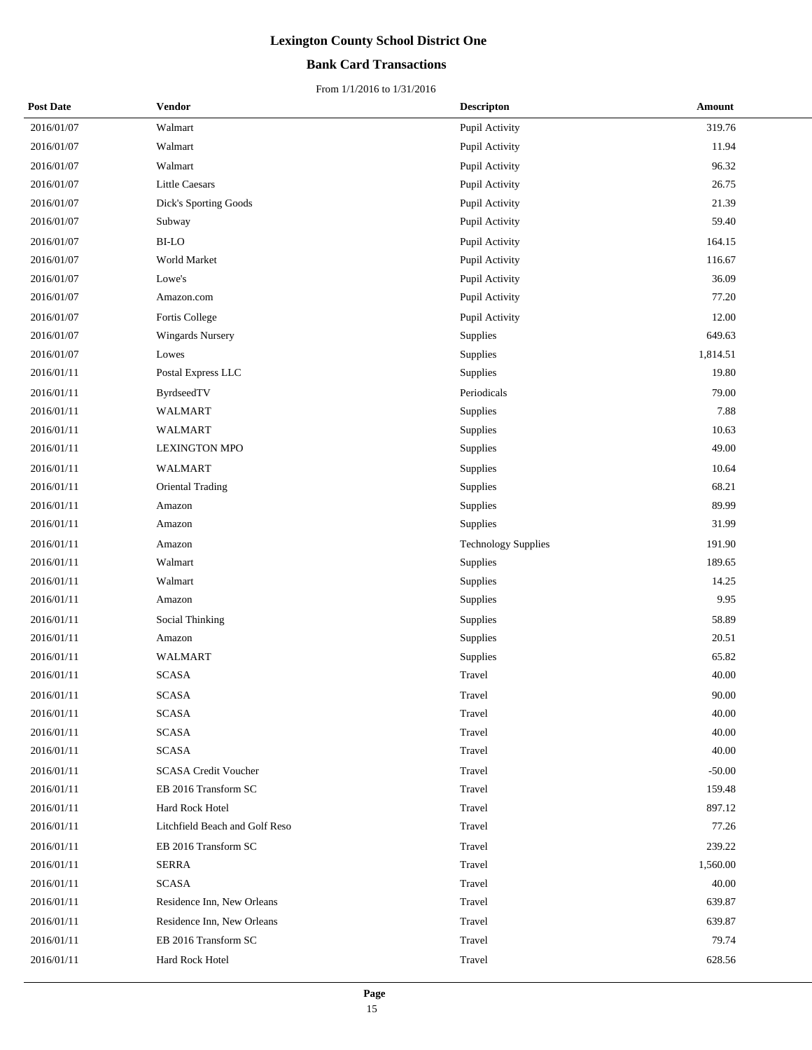# Lexington County School District One

## Bank Card Transactions

From 1/1/2016 to 1/31/2016

| Post Date | Vendor | Descripton | Amount |
|---|---|---|---|
| 2016/01/07 | Walmart | Pupil Activity | 319.76 |
| 2016/01/07 | Walmart | Pupil Activity | 11.94 |
| 2016/01/07 | Walmart | Pupil Activity | 96.32 |
| 2016/01/07 | Little Caesars | Pupil Activity | 26.75 |
| 2016/01/07 | Dick's Sporting Goods | Pupil Activity | 21.39 |
| 2016/01/07 | Subway | Pupil Activity | 59.40 |
| 2016/01/07 | BI-LO | Pupil Activity | 164.15 |
| 2016/01/07 | World Market | Pupil Activity | 116.67 |
| 2016/01/07 | Lowe's | Pupil Activity | 36.09 |
| 2016/01/07 | Amazon.com | Pupil Activity | 77.20 |
| 2016/01/07 | Fortis College | Pupil Activity | 12.00 |
| 2016/01/07 | Wingards Nursery | Supplies | 649.63 |
| 2016/01/07 | Lowes | Supplies | 1,814.51 |
| 2016/01/11 | Postal Express LLC | Supplies | 19.80 |
| 2016/01/11 | ByrdseedTV | Periodicals | 79.00 |
| 2016/01/11 | WALMART | Supplies | 7.88 |
| 2016/01/11 | WALMART | Supplies | 10.63 |
| 2016/01/11 | LEXINGTON MPO | Supplies | 49.00 |
| 2016/01/11 | WALMART | Supplies | 10.64 |
| 2016/01/11 | Oriental Trading | Supplies | 68.21 |
| 2016/01/11 | Amazon | Supplies | 89.99 |
| 2016/01/11 | Amazon | Supplies | 31.99 |
| 2016/01/11 | Amazon | Technology Supplies | 191.90 |
| 2016/01/11 | Walmart | Supplies | 189.65 |
| 2016/01/11 | Walmart | Supplies | 14.25 |
| 2016/01/11 | Amazon | Supplies | 9.95 |
| 2016/01/11 | Social Thinking | Supplies | 58.89 |
| 2016/01/11 | Amazon | Supplies | 20.51 |
| 2016/01/11 | WALMART | Supplies | 65.82 |
| 2016/01/11 | SCASA | Travel | 40.00 |
| 2016/01/11 | SCASA | Travel | 90.00 |
| 2016/01/11 | SCASA | Travel | 40.00 |
| 2016/01/11 | SCASA | Travel | 40.00 |
| 2016/01/11 | SCASA | Travel | 40.00 |
| 2016/01/11 | SCASA Credit Voucher | Travel | -50.00 |
| 2016/01/11 | EB 2016 Transform SC | Travel | 159.48 |
| 2016/01/11 | Hard Rock Hotel | Travel | 897.12 |
| 2016/01/11 | Litchfield Beach and Golf Reso | Travel | 77.26 |
| 2016/01/11 | EB 2016 Transform SC | Travel | 239.22 |
| 2016/01/11 | SERRA | Travel | 1,560.00 |
| 2016/01/11 | SCASA | Travel | 40.00 |
| 2016/01/11 | Residence Inn, New Orleans | Travel | 639.87 |
| 2016/01/11 | Residence Inn, New Orleans | Travel | 639.87 |
| 2016/01/11 | EB 2016 Transform SC | Travel | 79.74 |
| 2016/01/11 | Hard Rock Hotel | Travel | 628.56 |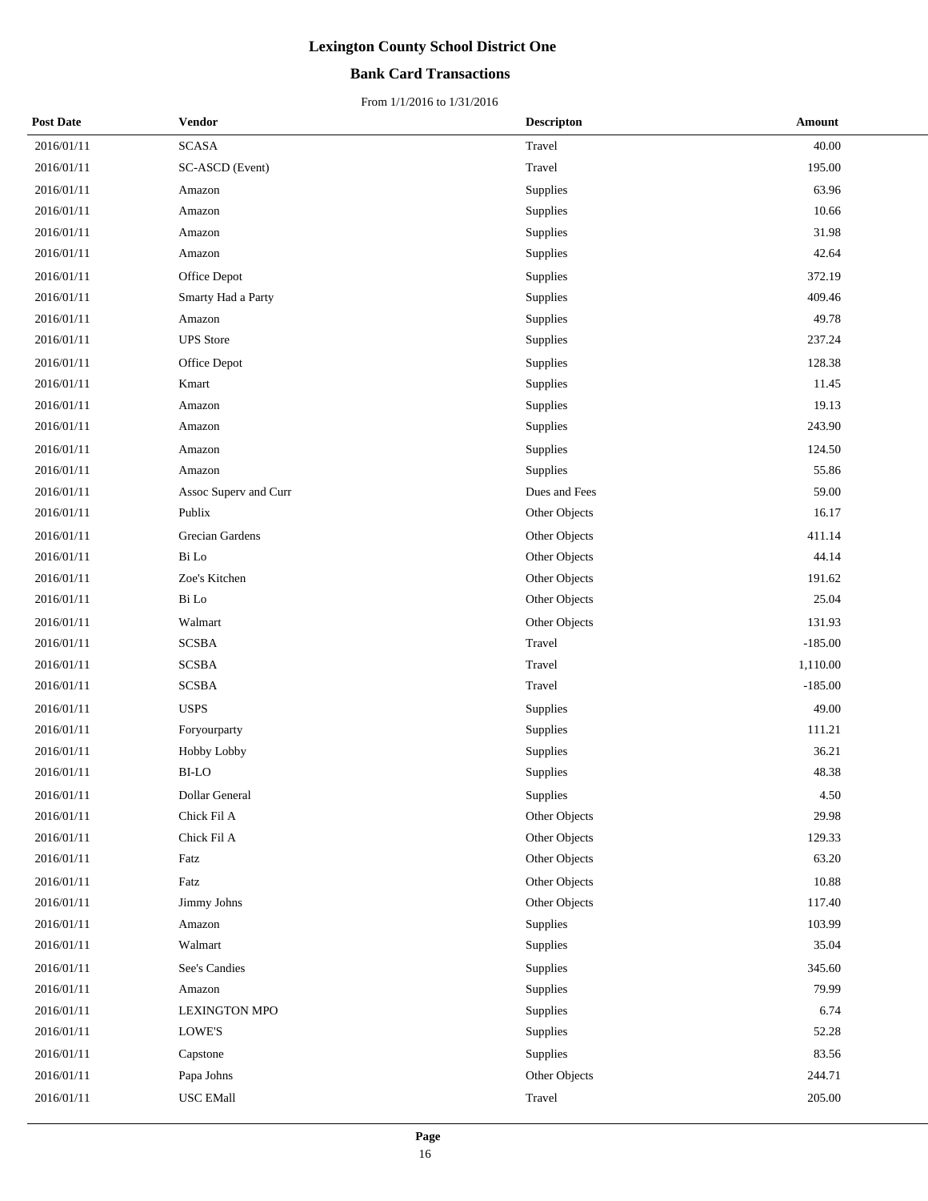# Lexington County School District One

## Bank Card Transactions

From 1/1/2016 to 1/31/2016

| Post Date | Vendor | Descripton | Amount |
|---|---|---|---|
| 2016/01/11 | SCASA | Travel | 40.00 |
| 2016/01/11 | SC-ASCD (Event) | Travel | 195.00 |
| 2016/01/11 | Amazon | Supplies | 63.96 |
| 2016/01/11 | Amazon | Supplies | 10.66 |
| 2016/01/11 | Amazon | Supplies | 31.98 |
| 2016/01/11 | Amazon | Supplies | 42.64 |
| 2016/01/11 | Office Depot | Supplies | 372.19 |
| 2016/01/11 | Smarty Had a Party | Supplies | 409.46 |
| 2016/01/11 | Amazon | Supplies | 49.78 |
| 2016/01/11 | UPS Store | Supplies | 237.24 |
| 2016/01/11 | Office Depot | Supplies | 128.38 |
| 2016/01/11 | Kmart | Supplies | 11.45 |
| 2016/01/11 | Amazon | Supplies | 19.13 |
| 2016/01/11 | Amazon | Supplies | 243.90 |
| 2016/01/11 | Amazon | Supplies | 124.50 |
| 2016/01/11 | Amazon | Supplies | 55.86 |
| 2016/01/11 | Assoc Superv and Curr | Dues and Fees | 59.00 |
| 2016/01/11 | Publix | Other Objects | 16.17 |
| 2016/01/11 | Grecian Gardens | Other Objects | 411.14 |
| 2016/01/11 | Bi Lo | Other Objects | 44.14 |
| 2016/01/11 | Zoe's Kitchen | Other Objects | 191.62 |
| 2016/01/11 | Bi Lo | Other Objects | 25.04 |
| 2016/01/11 | Walmart | Other Objects | 131.93 |
| 2016/01/11 | SCSBA | Travel | -185.00 |
| 2016/01/11 | SCSBA | Travel | 1,110.00 |
| 2016/01/11 | SCSBA | Travel | -185.00 |
| 2016/01/11 | USPS | Supplies | 49.00 |
| 2016/01/11 | Foryourparty | Supplies | 111.21 |
| 2016/01/11 | Hobby Lobby | Supplies | 36.21 |
| 2016/01/11 | BI-LO | Supplies | 48.38 |
| 2016/01/11 | Dollar General | Supplies | 4.50 |
| 2016/01/11 | Chick Fil A | Other Objects | 29.98 |
| 2016/01/11 | Chick Fil A | Other Objects | 129.33 |
| 2016/01/11 | Fatz | Other Objects | 63.20 |
| 2016/01/11 | Fatz | Other Objects | 10.88 |
| 2016/01/11 | Jimmy Johns | Other Objects | 117.40 |
| 2016/01/11 | Amazon | Supplies | 103.99 |
| 2016/01/11 | Walmart | Supplies | 35.04 |
| 2016/01/11 | See's Candies | Supplies | 345.60 |
| 2016/01/11 | Amazon | Supplies | 79.99 |
| 2016/01/11 | LEXINGTON MPO | Supplies | 6.74 |
| 2016/01/11 | LOWE'S | Supplies | 52.28 |
| 2016/01/11 | Capstone | Supplies | 83.56 |
| 2016/01/11 | Papa Johns | Other Objects | 244.71 |
| 2016/01/11 | USC EMall | Travel | 205.00 |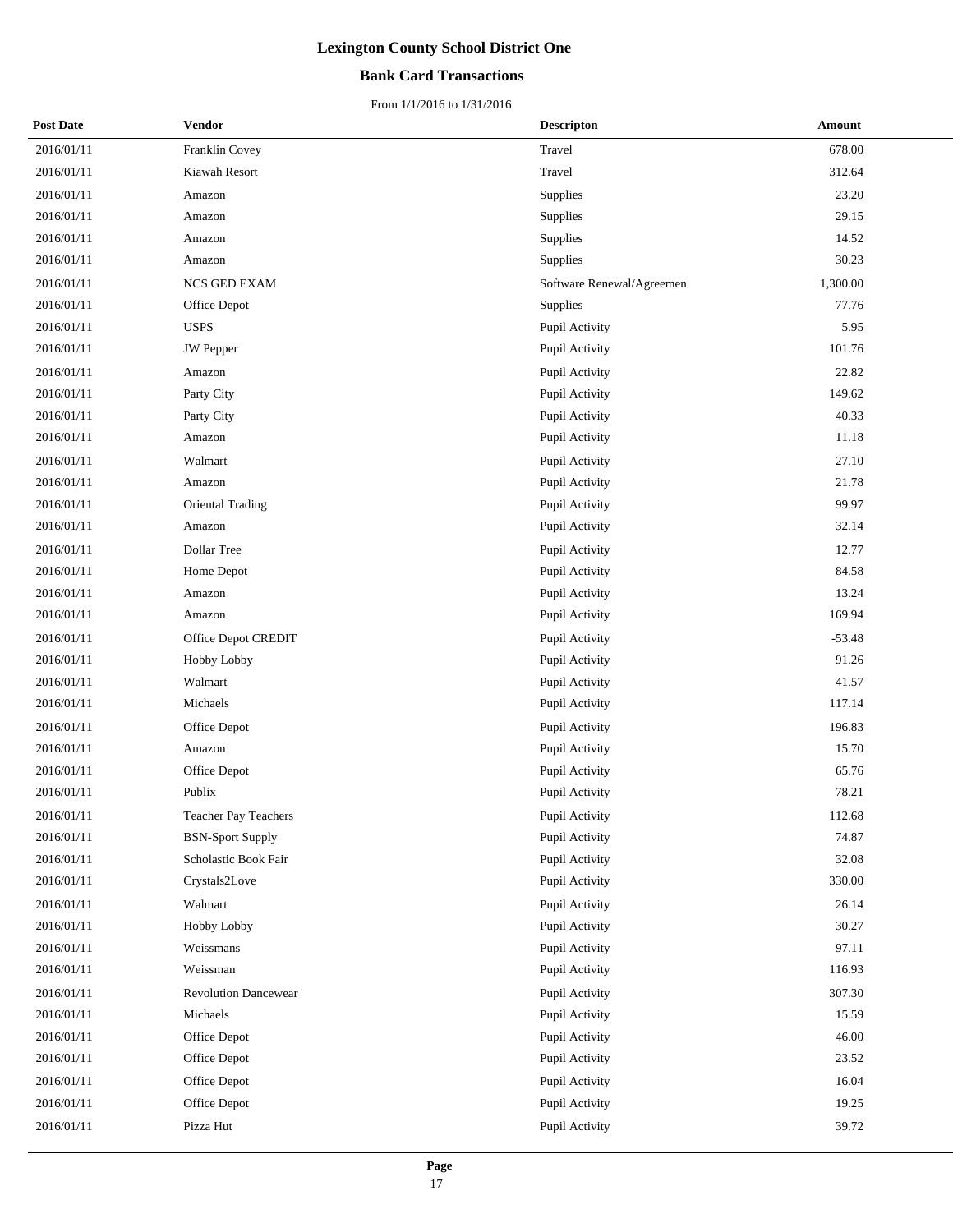# Lexington County School District One

## Bank Card Transactions

From 1/1/2016 to 1/31/2016

| Post Date | Vendor | Descripton | Amount |
|---|---|---|---|
| 2016/01/11 | Franklin Covey | Travel | 678.00 |
| 2016/01/11 | Kiawah Resort | Travel | 312.64 |
| 2016/01/11 | Amazon | Supplies | 23.20 |
| 2016/01/11 | Amazon | Supplies | 29.15 |
| 2016/01/11 | Amazon | Supplies | 14.52 |
| 2016/01/11 | Amazon | Supplies | 30.23 |
| 2016/01/11 | NCS GED EXAM | Software Renewal/Agreemen | 1,300.00 |
| 2016/01/11 | Office Depot | Supplies | 77.76 |
| 2016/01/11 | USPS | Pupil Activity | 5.95 |
| 2016/01/11 | JW Pepper | Pupil Activity | 101.76 |
| 2016/01/11 | Amazon | Pupil Activity | 22.82 |
| 2016/01/11 | Party City | Pupil Activity | 149.62 |
| 2016/01/11 | Party City | Pupil Activity | 40.33 |
| 2016/01/11 | Amazon | Pupil Activity | 11.18 |
| 2016/01/11 | Walmart | Pupil Activity | 27.10 |
| 2016/01/11 | Amazon | Pupil Activity | 21.78 |
| 2016/01/11 | Oriental Trading | Pupil Activity | 99.97 |
| 2016/01/11 | Amazon | Pupil Activity | 32.14 |
| 2016/01/11 | Dollar Tree | Pupil Activity | 12.77 |
| 2016/01/11 | Home Depot | Pupil Activity | 84.58 |
| 2016/01/11 | Amazon | Pupil Activity | 13.24 |
| 2016/01/11 | Amazon | Pupil Activity | 169.94 |
| 2016/01/11 | Office Depot CREDIT | Pupil Activity | -53.48 |
| 2016/01/11 | Hobby Lobby | Pupil Activity | 91.26 |
| 2016/01/11 | Walmart | Pupil Activity | 41.57 |
| 2016/01/11 | Michaels | Pupil Activity | 117.14 |
| 2016/01/11 | Office Depot | Pupil Activity | 196.83 |
| 2016/01/11 | Amazon | Pupil Activity | 15.70 |
| 2016/01/11 | Office Depot | Pupil Activity | 65.76 |
| 2016/01/11 | Publix | Pupil Activity | 78.21 |
| 2016/01/11 | Teacher Pay Teachers | Pupil Activity | 112.68 |
| 2016/01/11 | BSN-Sport Supply | Pupil Activity | 74.87 |
| 2016/01/11 | Scholastic Book Fair | Pupil Activity | 32.08 |
| 2016/01/11 | Crystals2Love | Pupil Activity | 330.00 |
| 2016/01/11 | Walmart | Pupil Activity | 26.14 |
| 2016/01/11 | Hobby Lobby | Pupil Activity | 30.27 |
| 2016/01/11 | Weissmans | Pupil Activity | 97.11 |
| 2016/01/11 | Weissman | Pupil Activity | 116.93 |
| 2016/01/11 | Revolution Dancewear | Pupil Activity | 307.30 |
| 2016/01/11 | Michaels | Pupil Activity | 15.59 |
| 2016/01/11 | Office Depot | Pupil Activity | 46.00 |
| 2016/01/11 | Office Depot | Pupil Activity | 23.52 |
| 2016/01/11 | Office Depot | Pupil Activity | 16.04 |
| 2016/01/11 | Office Depot | Pupil Activity | 19.25 |
| 2016/01/11 | Pizza Hut | Pupil Activity | 39.72 |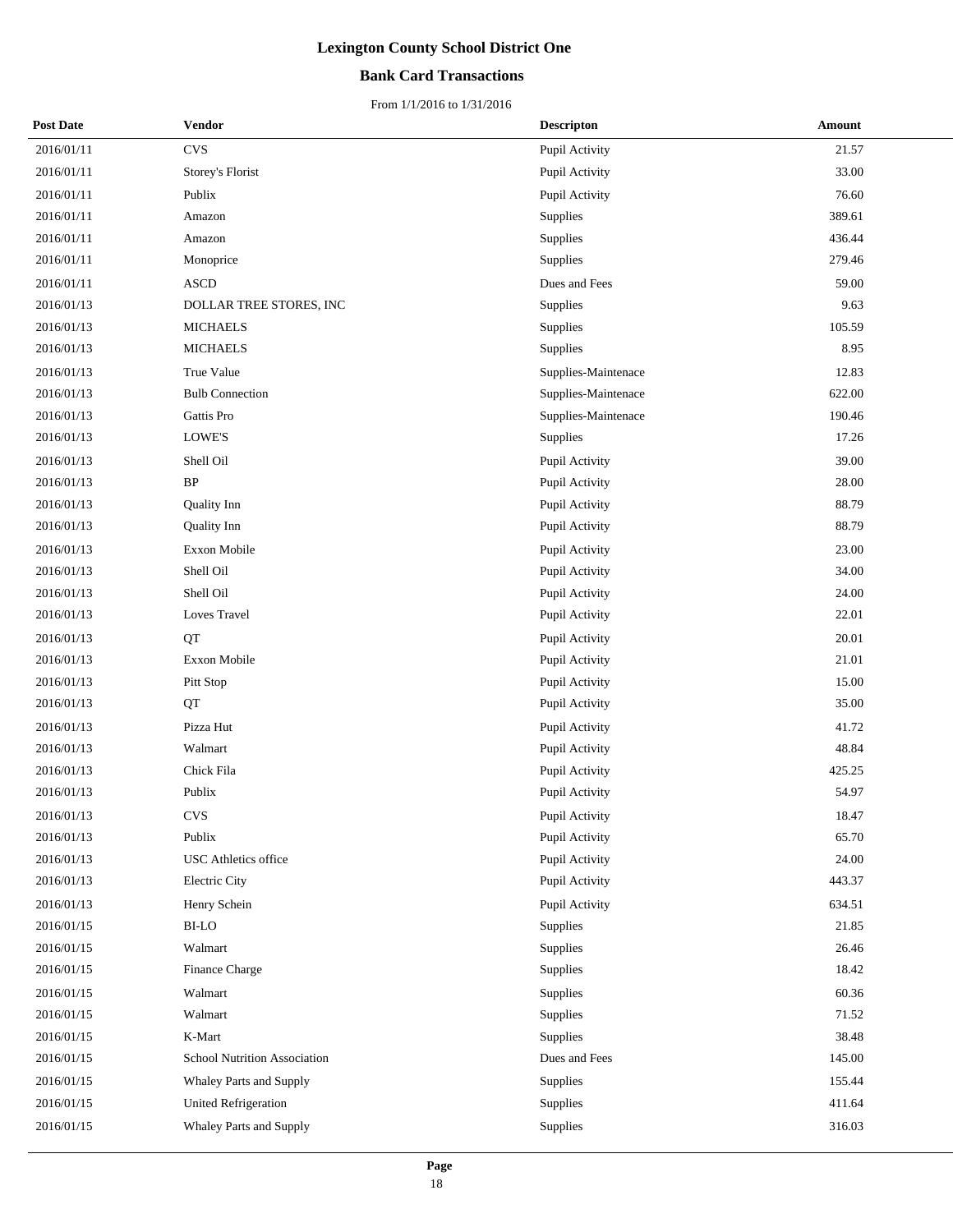# Lexington County School District One

## Bank Card Transactions

From 1/1/2016 to 1/31/2016

| Post Date | Vendor | Descripton | Amount |
|---|---|---|---|
| 2016/01/11 | CVS | Pupil Activity | 21.57 |
| 2016/01/11 | Storey's Florist | Pupil Activity | 33.00 |
| 2016/01/11 | Publix | Pupil Activity | 76.60 |
| 2016/01/11 | Amazon | Supplies | 389.61 |
| 2016/01/11 | Amazon | Supplies | 436.44 |
| 2016/01/11 | Monoprice | Supplies | 279.46 |
| 2016/01/11 | ASCD | Dues and Fees | 59.00 |
| 2016/01/13 | DOLLAR TREE STORES, INC | Supplies | 9.63 |
| 2016/01/13 | MICHAELS | Supplies | 105.59 |
| 2016/01/13 | MICHAELS | Supplies | 8.95 |
| 2016/01/13 | True Value | Supplies-Maintenace | 12.83 |
| 2016/01/13 | Bulb Connection | Supplies-Maintenace | 622.00 |
| 2016/01/13 | Gattis Pro | Supplies-Maintenace | 190.46 |
| 2016/01/13 | LOWE'S | Supplies | 17.26 |
| 2016/01/13 | Shell Oil | Pupil Activity | 39.00 |
| 2016/01/13 | BP | Pupil Activity | 28.00 |
| 2016/01/13 | Quality Inn | Pupil Activity | 88.79 |
| 2016/01/13 | Quality Inn | Pupil Activity | 88.79 |
| 2016/01/13 | Exxon Mobile | Pupil Activity | 23.00 |
| 2016/01/13 | Shell Oil | Pupil Activity | 34.00 |
| 2016/01/13 | Shell Oil | Pupil Activity | 24.00 |
| 2016/01/13 | Loves Travel | Pupil Activity | 22.01 |
| 2016/01/13 | QT | Pupil Activity | 20.01 |
| 2016/01/13 | Exxon Mobile | Pupil Activity | 21.01 |
| 2016/01/13 | Pitt Stop | Pupil Activity | 15.00 |
| 2016/01/13 | QT | Pupil Activity | 35.00 |
| 2016/01/13 | Pizza Hut | Pupil Activity | 41.72 |
| 2016/01/13 | Walmart | Pupil Activity | 48.84 |
| 2016/01/13 | Chick Fila | Pupil Activity | 425.25 |
| 2016/01/13 | Publix | Pupil Activity | 54.97 |
| 2016/01/13 | CVS | Pupil Activity | 18.47 |
| 2016/01/13 | Publix | Pupil Activity | 65.70 |
| 2016/01/13 | USC Athletics office | Pupil Activity | 24.00 |
| 2016/01/13 | Electric City | Pupil Activity | 443.37 |
| 2016/01/13 | Henry Schein | Pupil Activity | 634.51 |
| 2016/01/15 | BI-LO | Supplies | 21.85 |
| 2016/01/15 | Walmart | Supplies | 26.46 |
| 2016/01/15 | Finance Charge | Supplies | 18.42 |
| 2016/01/15 | Walmart | Supplies | 60.36 |
| 2016/01/15 | Walmart | Supplies | 71.52 |
| 2016/01/15 | K-Mart | Supplies | 38.48 |
| 2016/01/15 | School Nutrition Association | Dues and Fees | 145.00 |
| 2016/01/15 | Whaley Parts and Supply | Supplies | 155.44 |
| 2016/01/15 | United Refrigeration | Supplies | 411.64 |
| 2016/01/15 | Whaley Parts and Supply | Supplies | 316.03 |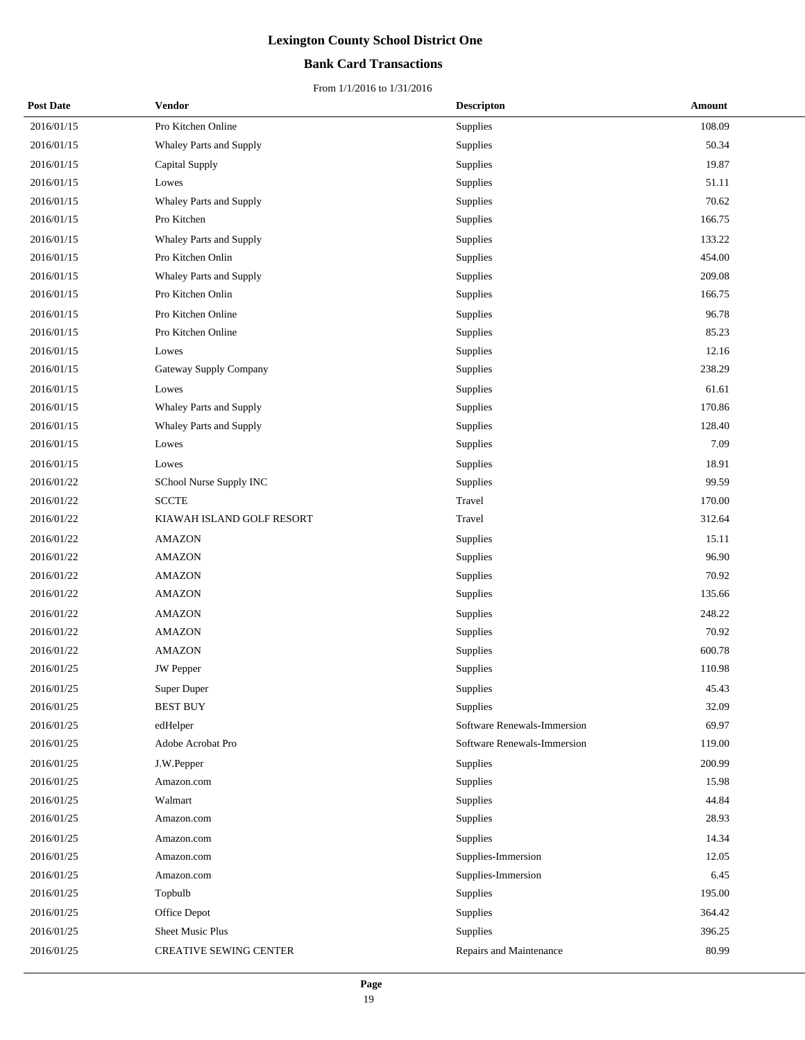# Lexington County School District One

## Bank Card Transactions

From 1/1/2016 to 1/31/2016

| Post Date | Vendor | Descripton | Amount |
|---|---|---|---|
| 2016/01/15 | Pro Kitchen Online | Supplies | 108.09 |
| 2016/01/15 | Whaley Parts and Supply | Supplies | 50.34 |
| 2016/01/15 | Capital Supply | Supplies | 19.87 |
| 2016/01/15 | Lowes | Supplies | 51.11 |
| 2016/01/15 | Whaley Parts and Supply | Supplies | 70.62 |
| 2016/01/15 | Pro Kitchen | Supplies | 166.75 |
| 2016/01/15 | Whaley Parts and Supply | Supplies | 133.22 |
| 2016/01/15 | Pro Kitchen Onlin | Supplies | 454.00 |
| 2016/01/15 | Whaley Parts and Supply | Supplies | 209.08 |
| 2016/01/15 | Pro Kitchen Onlin | Supplies | 166.75 |
| 2016/01/15 | Pro Kitchen Online | Supplies | 96.78 |
| 2016/01/15 | Pro Kitchen Online | Supplies | 85.23 |
| 2016/01/15 | Lowes | Supplies | 12.16 |
| 2016/01/15 | Gateway Supply Company | Supplies | 238.29 |
| 2016/01/15 | Lowes | Supplies | 61.61 |
| 2016/01/15 | Whaley Parts and Supply | Supplies | 170.86 |
| 2016/01/15 | Whaley Parts and Supply | Supplies | 128.40 |
| 2016/01/15 | Lowes | Supplies | 7.09 |
| 2016/01/15 | Lowes | Supplies | 18.91 |
| 2016/01/22 | SChool Nurse Supply INC | Supplies | 99.59 |
| 2016/01/22 | SCCTE | Travel | 170.00 |
| 2016/01/22 | KIAWAH ISLAND GOLF RESORT | Travel | 312.64 |
| 2016/01/22 | AMAZON | Supplies | 15.11 |
| 2016/01/22 | AMAZON | Supplies | 96.90 |
| 2016/01/22 | AMAZON | Supplies | 70.92 |
| 2016/01/22 | AMAZON | Supplies | 135.66 |
| 2016/01/22 | AMAZON | Supplies | 248.22 |
| 2016/01/22 | AMAZON | Supplies | 70.92 |
| 2016/01/22 | AMAZON | Supplies | 600.78 |
| 2016/01/25 | JW Pepper | Supplies | 110.98 |
| 2016/01/25 | Super Duper | Supplies | 45.43 |
| 2016/01/25 | BEST BUY | Supplies | 32.09 |
| 2016/01/25 | edHelper | Software Renewals-Immersion | 69.97 |
| 2016/01/25 | Adobe Acrobat Pro | Software Renewals-Immersion | 119.00 |
| 2016/01/25 | J.W.Pepper | Supplies | 200.99 |
| 2016/01/25 | Amazon.com | Supplies | 15.98 |
| 2016/01/25 | Walmart | Supplies | 44.84 |
| 2016/01/25 | Amazon.com | Supplies | 28.93 |
| 2016/01/25 | Amazon.com | Supplies | 14.34 |
| 2016/01/25 | Amazon.com | Supplies-Immersion | 12.05 |
| 2016/01/25 | Amazon.com | Supplies-Immersion | 6.45 |
| 2016/01/25 | Topbulb | Supplies | 195.00 |
| 2016/01/25 | Office Depot | Supplies | 364.42 |
| 2016/01/25 | Sheet Music Plus | Supplies | 396.25 |
| 2016/01/25 | CREATIVE SEWING CENTER | Repairs and Maintenance | 80.99 |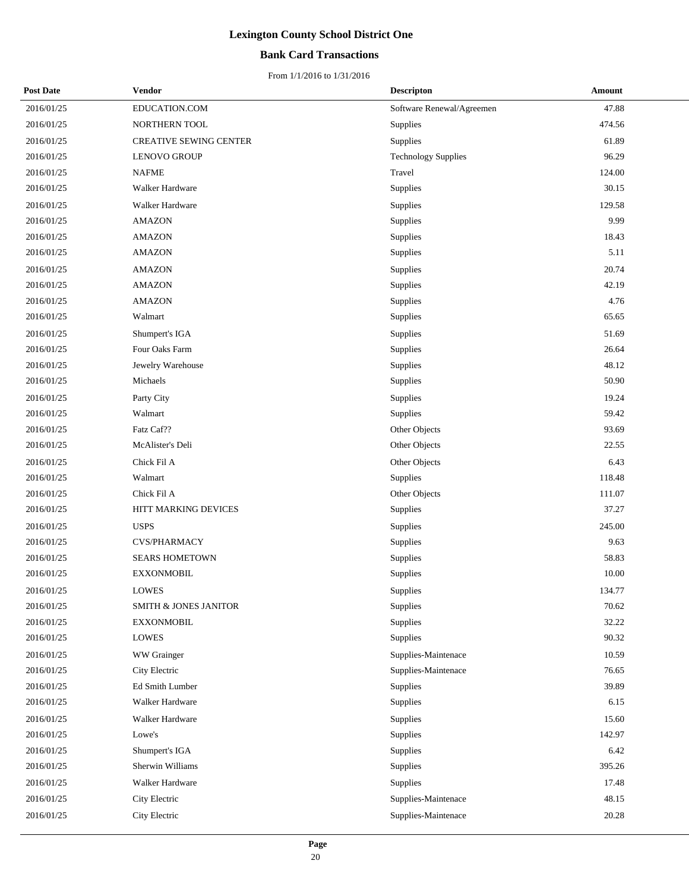# Lexington County School District One

## Bank Card Transactions

From 1/1/2016 to 1/31/2016

| Post Date | Vendor | Descripton | Amount |
|---|---|---|---|
| 2016/01/25 | EDUCATION.COM | Software Renewal/Agreemen | 47.88 |
| 2016/01/25 | NORTHERN TOOL | Supplies | 474.56 |
| 2016/01/25 | CREATIVE SEWING CENTER | Supplies | 61.89 |
| 2016/01/25 | LENOVO GROUP | Technology Supplies | 96.29 |
| 2016/01/25 | NAFME | Travel | 124.00 |
| 2016/01/25 | Walker Hardware | Supplies | 30.15 |
| 2016/01/25 | Walker Hardware | Supplies | 129.58 |
| 2016/01/25 | AMAZON | Supplies | 9.99 |
| 2016/01/25 | AMAZON | Supplies | 18.43 |
| 2016/01/25 | AMAZON | Supplies | 5.11 |
| 2016/01/25 | AMAZON | Supplies | 20.74 |
| 2016/01/25 | AMAZON | Supplies | 42.19 |
| 2016/01/25 | AMAZON | Supplies | 4.76 |
| 2016/01/25 | Walmart | Supplies | 65.65 |
| 2016/01/25 | Shumpert's IGA | Supplies | 51.69 |
| 2016/01/25 | Four Oaks Farm | Supplies | 26.64 |
| 2016/01/25 | Jewelry Warehouse | Supplies | 48.12 |
| 2016/01/25 | Michaels | Supplies | 50.90 |
| 2016/01/25 | Party City | Supplies | 19.24 |
| 2016/01/25 | Walmart | Supplies | 59.42 |
| 2016/01/25 | Fatz Caf?? | Other Objects | 93.69 |
| 2016/01/25 | McAlister's Deli | Other Objects | 22.55 |
| 2016/01/25 | Chick Fil A | Other Objects | 6.43 |
| 2016/01/25 | Walmart | Supplies | 118.48 |
| 2016/01/25 | Chick Fil A | Other Objects | 111.07 |
| 2016/01/25 | HITT MARKING DEVICES | Supplies | 37.27 |
| 2016/01/25 | USPS | Supplies | 245.00 |
| 2016/01/25 | CVS/PHARMACY | Supplies | 9.63 |
| 2016/01/25 | SEARS HOMETOWN | Supplies | 58.83 |
| 2016/01/25 | EXXONMOBIL | Supplies | 10.00 |
| 2016/01/25 | LOWES | Supplies | 134.77 |
| 2016/01/25 | SMITH & JONES JANITOR | Supplies | 70.62 |
| 2016/01/25 | EXXONMOBIL | Supplies | 32.22 |
| 2016/01/25 | LOWES | Supplies | 90.32 |
| 2016/01/25 | WW Grainger | Supplies-Maintenace | 10.59 |
| 2016/01/25 | City Electric | Supplies-Maintenace | 76.65 |
| 2016/01/25 | Ed Smith Lumber | Supplies | 39.89 |
| 2016/01/25 | Walker Hardware | Supplies | 6.15 |
| 2016/01/25 | Walker Hardware | Supplies | 15.60 |
| 2016/01/25 | Lowe's | Supplies | 142.97 |
| 2016/01/25 | Shumpert's IGA | Supplies | 6.42 |
| 2016/01/25 | Sherwin Williams | Supplies | 395.26 |
| 2016/01/25 | Walker Hardware | Supplies | 17.48 |
| 2016/01/25 | City Electric | Supplies-Maintenace | 48.15 |
| 2016/01/25 | City Electric | Supplies-Maintenace | 20.28 |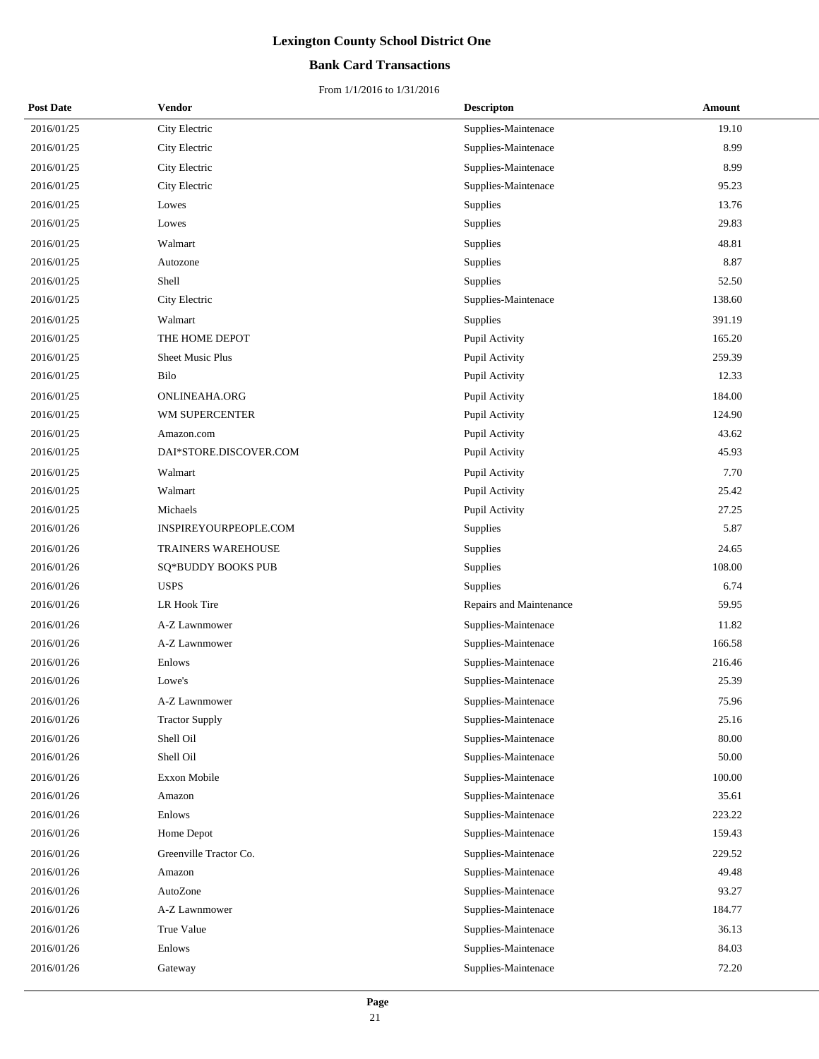# Lexington County School District One

## Bank Card Transactions

From 1/1/2016 to 1/31/2016

| Post Date | Vendor | Descripton | Amount |
|---|---|---|---|
| 2016/01/25 | City Electric | Supplies-Maintenace | 19.10 |
| 2016/01/25 | City Electric | Supplies-Maintenace | 8.99 |
| 2016/01/25 | City Electric | Supplies-Maintenace | 8.99 |
| 2016/01/25 | City Electric | Supplies-Maintenace | 95.23 |
| 2016/01/25 | Lowes | Supplies | 13.76 |
| 2016/01/25 | Lowes | Supplies | 29.83 |
| 2016/01/25 | Walmart | Supplies | 48.81 |
| 2016/01/25 | Autozone | Supplies | 8.87 |
| 2016/01/25 | Shell | Supplies | 52.50 |
| 2016/01/25 | City Electric | Supplies-Maintenace | 138.60 |
| 2016/01/25 | Walmart | Supplies | 391.19 |
| 2016/01/25 | THE HOME DEPOT | Pupil Activity | 165.20 |
| 2016/01/25 | Sheet Music Plus | Pupil Activity | 259.39 |
| 2016/01/25 | Bilo | Pupil Activity | 12.33 |
| 2016/01/25 | ONLINEAHA.ORG | Pupil Activity | 184.00 |
| 2016/01/25 | WM SUPERCENTER | Pupil Activity | 124.90 |
| 2016/01/25 | Amazon.com | Pupil Activity | 43.62 |
| 2016/01/25 | DAI*STORE.DISCOVER.COM | Pupil Activity | 45.93 |
| 2016/01/25 | Walmart | Pupil Activity | 7.70 |
| 2016/01/25 | Walmart | Pupil Activity | 25.42 |
| 2016/01/25 | Michaels | Pupil Activity | 27.25 |
| 2016/01/26 | INSPIREYOURPEOPLE.COM | Supplies | 5.87 |
| 2016/01/26 | TRAINERS WAREHOUSE | Supplies | 24.65 |
| 2016/01/26 | SQ*BUDDY BOOKS PUB | Supplies | 108.00 |
| 2016/01/26 | USPS | Supplies | 6.74 |
| 2016/01/26 | LR Hook Tire | Repairs and Maintenance | 59.95 |
| 2016/01/26 | A-Z Lawnmower | Supplies-Maintenace | 11.82 |
| 2016/01/26 | A-Z Lawnmower | Supplies-Maintenace | 166.58 |
| 2016/01/26 | Enlows | Supplies-Maintenace | 216.46 |
| 2016/01/26 | Lowe's | Supplies-Maintenace | 25.39 |
| 2016/01/26 | A-Z Lawnmower | Supplies-Maintenace | 75.96 |
| 2016/01/26 | Tractor Supply | Supplies-Maintenace | 25.16 |
| 2016/01/26 | Shell Oil | Supplies-Maintenace | 80.00 |
| 2016/01/26 | Shell Oil | Supplies-Maintenace | 50.00 |
| 2016/01/26 | Exxon Mobile | Supplies-Maintenace | 100.00 |
| 2016/01/26 | Amazon | Supplies-Maintenace | 35.61 |
| 2016/01/26 | Enlows | Supplies-Maintenace | 223.22 |
| 2016/01/26 | Home Depot | Supplies-Maintenace | 159.43 |
| 2016/01/26 | Greenville Tractor Co. | Supplies-Maintenace | 229.52 |
| 2016/01/26 | Amazon | Supplies-Maintenace | 49.48 |
| 2016/01/26 | AutoZone | Supplies-Maintenace | 93.27 |
| 2016/01/26 | A-Z Lawnmower | Supplies-Maintenace | 184.77 |
| 2016/01/26 | True Value | Supplies-Maintenace | 36.13 |
| 2016/01/26 | Enlows | Supplies-Maintenace | 84.03 |
| 2016/01/26 | Gateway | Supplies-Maintenace | 72.20 |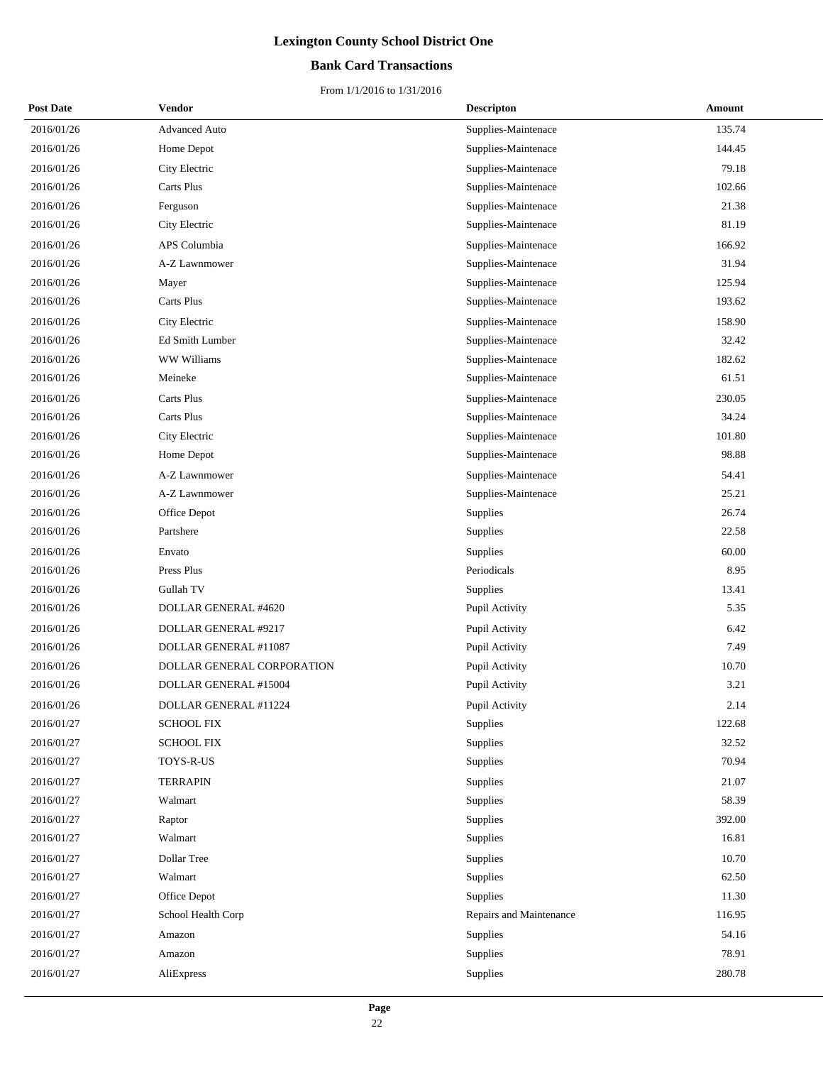# Lexington County School District One

## Bank Card Transactions

From 1/1/2016 to 1/31/2016

| Post Date | Vendor | Descripton | Amount |
|---|---|---|---|
| 2016/01/26 | Advanced Auto | Supplies-Maintenace | 135.74 |
| 2016/01/26 | Home Depot | Supplies-Maintenace | 144.45 |
| 2016/01/26 | City Electric | Supplies-Maintenace | 79.18 |
| 2016/01/26 | Carts Plus | Supplies-Maintenace | 102.66 |
| 2016/01/26 | Ferguson | Supplies-Maintenace | 21.38 |
| 2016/01/26 | City Electric | Supplies-Maintenace | 81.19 |
| 2016/01/26 | APS Columbia | Supplies-Maintenace | 166.92 |
| 2016/01/26 | A-Z Lawnmower | Supplies-Maintenace | 31.94 |
| 2016/01/26 | Mayer | Supplies-Maintenace | 125.94 |
| 2016/01/26 | Carts Plus | Supplies-Maintenace | 193.62 |
| 2016/01/26 | City Electric | Supplies-Maintenace | 158.90 |
| 2016/01/26 | Ed Smith Lumber | Supplies-Maintenace | 32.42 |
| 2016/01/26 | WW Williams | Supplies-Maintenace | 182.62 |
| 2016/01/26 | Meineke | Supplies-Maintenace | 61.51 |
| 2016/01/26 | Carts Plus | Supplies-Maintenace | 230.05 |
| 2016/01/26 | Carts Plus | Supplies-Maintenace | 34.24 |
| 2016/01/26 | City Electric | Supplies-Maintenace | 101.80 |
| 2016/01/26 | Home Depot | Supplies-Maintenace | 98.88 |
| 2016/01/26 | A-Z Lawnmower | Supplies-Maintenace | 54.41 |
| 2016/01/26 | A-Z Lawnmower | Supplies-Maintenace | 25.21 |
| 2016/01/26 | Office Depot | Supplies | 26.74 |
| 2016/01/26 | Partshere | Supplies | 22.58 |
| 2016/01/26 | Envato | Supplies | 60.00 |
| 2016/01/26 | Press Plus | Periodicals | 8.95 |
| 2016/01/26 | Gullah TV | Supplies | 13.41 |
| 2016/01/26 | DOLLAR GENERAL #4620 | Pupil Activity | 5.35 |
| 2016/01/26 | DOLLAR GENERAL #9217 | Pupil Activity | 6.42 |
| 2016/01/26 | DOLLAR GENERAL #11087 | Pupil Activity | 7.49 |
| 2016/01/26 | DOLLAR GENERAL CORPORATION | Pupil Activity | 10.70 |
| 2016/01/26 | DOLLAR GENERAL #15004 | Pupil Activity | 3.21 |
| 2016/01/26 | DOLLAR GENERAL #11224 | Pupil Activity | 2.14 |
| 2016/01/27 | SCHOOL FIX | Supplies | 122.68 |
| 2016/01/27 | SCHOOL FIX | Supplies | 32.52 |
| 2016/01/27 | TOYS-R-US | Supplies | 70.94 |
| 2016/01/27 | TERRAPIN | Supplies | 21.07 |
| 2016/01/27 | Walmart | Supplies | 58.39 |
| 2016/01/27 | Raptor | Supplies | 392.00 |
| 2016/01/27 | Walmart | Supplies | 16.81 |
| 2016/01/27 | Dollar Tree | Supplies | 10.70 |
| 2016/01/27 | Walmart | Supplies | 62.50 |
| 2016/01/27 | Office Depot | Supplies | 11.30 |
| 2016/01/27 | School Health Corp | Repairs and Maintenance | 116.95 |
| 2016/01/27 | Amazon | Supplies | 54.16 |
| 2016/01/27 | Amazon | Supplies | 78.91 |
| 2016/01/27 | AliExpress | Supplies | 280.78 |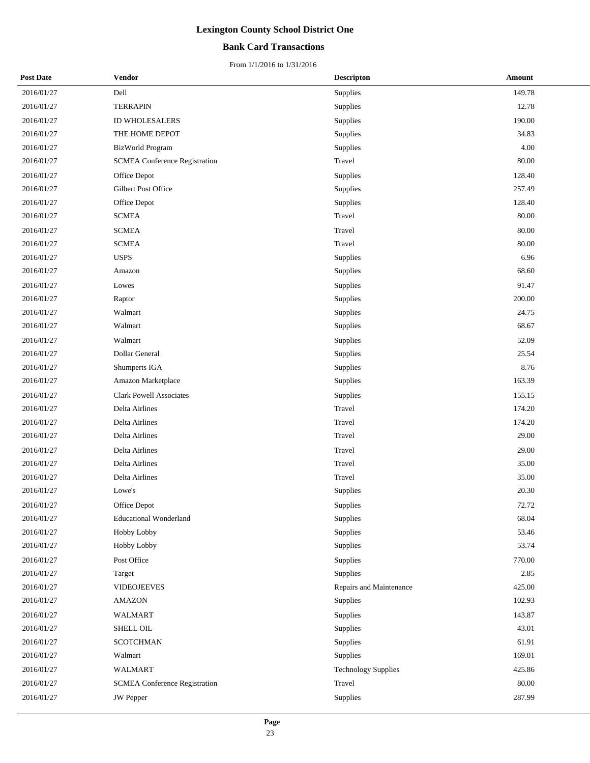# Lexington County School District One

## Bank Card Transactions

From 1/1/2016 to 1/31/2016

| Post Date | Vendor | Descripton | Amount |
|---|---|---|---|
| 2016/01/27 | Dell | Supplies | 149.78 |
| 2016/01/27 | TERRAPIN | Supplies | 12.78 |
| 2016/01/27 | ID WHOLESALERS | Supplies | 190.00 |
| 2016/01/27 | THE HOME DEPOT | Supplies | 34.83 |
| 2016/01/27 | BizWorld Program | Supplies | 4.00 |
| 2016/01/27 | SCMEA Conference Registration | Travel | 80.00 |
| 2016/01/27 | Office Depot | Supplies | 128.40 |
| 2016/01/27 | Gilbert Post Office | Supplies | 257.49 |
| 2016/01/27 | Office Depot | Supplies | 128.40 |
| 2016/01/27 | SCMEA | Travel | 80.00 |
| 2016/01/27 | SCMEA | Travel | 80.00 |
| 2016/01/27 | SCMEA | Travel | 80.00 |
| 2016/01/27 | USPS | Supplies | 6.96 |
| 2016/01/27 | Amazon | Supplies | 68.60 |
| 2016/01/27 | Lowes | Supplies | 91.47 |
| 2016/01/27 | Raptor | Supplies | 200.00 |
| 2016/01/27 | Walmart | Supplies | 24.75 |
| 2016/01/27 | Walmart | Supplies | 68.67 |
| 2016/01/27 | Walmart | Supplies | 52.09 |
| 2016/01/27 | Dollar General | Supplies | 25.54 |
| 2016/01/27 | Shumperts IGA | Supplies | 8.76 |
| 2016/01/27 | Amazon Marketplace | Supplies | 163.39 |
| 2016/01/27 | Clark Powell Associates | Supplies | 155.15 |
| 2016/01/27 | Delta Airlines | Travel | 174.20 |
| 2016/01/27 | Delta Airlines | Travel | 174.20 |
| 2016/01/27 | Delta Airlines | Travel | 29.00 |
| 2016/01/27 | Delta Airlines | Travel | 29.00 |
| 2016/01/27 | Delta Airlines | Travel | 35.00 |
| 2016/01/27 | Delta Airlines | Travel | 35.00 |
| 2016/01/27 | Lowe's | Supplies | 20.30 |
| 2016/01/27 | Office Depot | Supplies | 72.72 |
| 2016/01/27 | Educational Wonderland | Supplies | 68.04 |
| 2016/01/27 | Hobby Lobby | Supplies | 53.46 |
| 2016/01/27 | Hobby Lobby | Supplies | 53.74 |
| 2016/01/27 | Post Office | Supplies | 770.00 |
| 2016/01/27 | Target | Supplies | 2.85 |
| 2016/01/27 | VIDEOJEEVES | Repairs and Maintenance | 425.00 |
| 2016/01/27 | AMAZON | Supplies | 102.93 |
| 2016/01/27 | WALMART | Supplies | 143.87 |
| 2016/01/27 | SHELL OIL | Supplies | 43.01 |
| 2016/01/27 | SCOTCHMAN | Supplies | 61.91 |
| 2016/01/27 | Walmart | Supplies | 169.01 |
| 2016/01/27 | WALMART | Technology Supplies | 425.86 |
| 2016/01/27 | SCMEA Conference Registration | Travel | 80.00 |
| 2016/01/27 | JW Pepper | Supplies | 287.99 |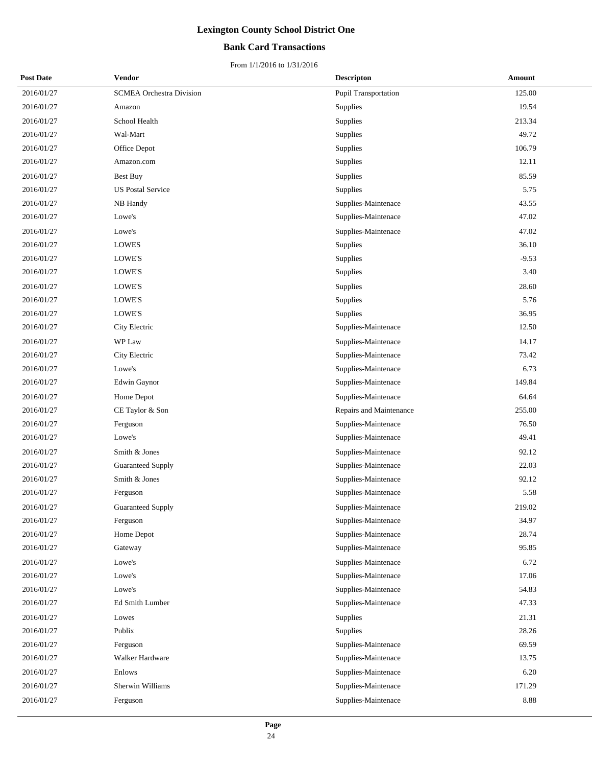# Lexington County School District One

## Bank Card Transactions

From 1/1/2016 to 1/31/2016

| Post Date | Vendor | Descripton | Amount |
|---|---|---|---|
| 2016/01/27 | SCMEA Orchestra Division | Pupil Transportation | 125.00 |
| 2016/01/27 | Amazon | Supplies | 19.54 |
| 2016/01/27 | School Health | Supplies | 213.34 |
| 2016/01/27 | Wal-Mart | Supplies | 49.72 |
| 2016/01/27 | Office Depot | Supplies | 106.79 |
| 2016/01/27 | Amazon.com | Supplies | 12.11 |
| 2016/01/27 | Best Buy | Supplies | 85.59 |
| 2016/01/27 | US Postal Service | Supplies | 5.75 |
| 2016/01/27 | NB Handy | Supplies-Maintenace | 43.55 |
| 2016/01/27 | Lowe's | Supplies-Maintenace | 47.02 |
| 2016/01/27 | Lowe's | Supplies-Maintenace | 47.02 |
| 2016/01/27 | LOWES | Supplies | 36.10 |
| 2016/01/27 | LOWE'S | Supplies | -9.53 |
| 2016/01/27 | LOWE'S | Supplies | 3.40 |
| 2016/01/27 | LOWE'S | Supplies | 28.60 |
| 2016/01/27 | LOWE'S | Supplies | 5.76 |
| 2016/01/27 | LOWE'S | Supplies | 36.95 |
| 2016/01/27 | City Electric | Supplies-Maintenace | 12.50 |
| 2016/01/27 | WP Law | Supplies-Maintenace | 14.17 |
| 2016/01/27 | City Electric | Supplies-Maintenace | 73.42 |
| 2016/01/27 | Lowe's | Supplies-Maintenace | 6.73 |
| 2016/01/27 | Edwin Gaynor | Supplies-Maintenace | 149.84 |
| 2016/01/27 | Home Depot | Supplies-Maintenace | 64.64 |
| 2016/01/27 | CE Taylor & Son | Repairs and Maintenance | 255.00 |
| 2016/01/27 | Ferguson | Supplies-Maintenace | 76.50 |
| 2016/01/27 | Lowe's | Supplies-Maintenace | 49.41 |
| 2016/01/27 | Smith & Jones | Supplies-Maintenace | 92.12 |
| 2016/01/27 | Guaranteed Supply | Supplies-Maintenace | 22.03 |
| 2016/01/27 | Smith & Jones | Supplies-Maintenace | 92.12 |
| 2016/01/27 | Ferguson | Supplies-Maintenace | 5.58 |
| 2016/01/27 | Guaranteed Supply | Supplies-Maintenace | 219.02 |
| 2016/01/27 | Ferguson | Supplies-Maintenace | 34.97 |
| 2016/01/27 | Home Depot | Supplies-Maintenace | 28.74 |
| 2016/01/27 | Gateway | Supplies-Maintenace | 95.85 |
| 2016/01/27 | Lowe's | Supplies-Maintenace | 6.72 |
| 2016/01/27 | Lowe's | Supplies-Maintenace | 17.06 |
| 2016/01/27 | Lowe's | Supplies-Maintenace | 54.83 |
| 2016/01/27 | Ed Smith Lumber | Supplies-Maintenace | 47.33 |
| 2016/01/27 | Lowes | Supplies | 21.31 |
| 2016/01/27 | Publix | Supplies | 28.26 |
| 2016/01/27 | Ferguson | Supplies-Maintenace | 69.59 |
| 2016/01/27 | Walker Hardware | Supplies-Maintenace | 13.75 |
| 2016/01/27 | Enlows | Supplies-Maintenace | 6.20 |
| 2016/01/27 | Sherwin Williams | Supplies-Maintenace | 171.29 |
| 2016/01/27 | Ferguson | Supplies-Maintenace | 8.88 |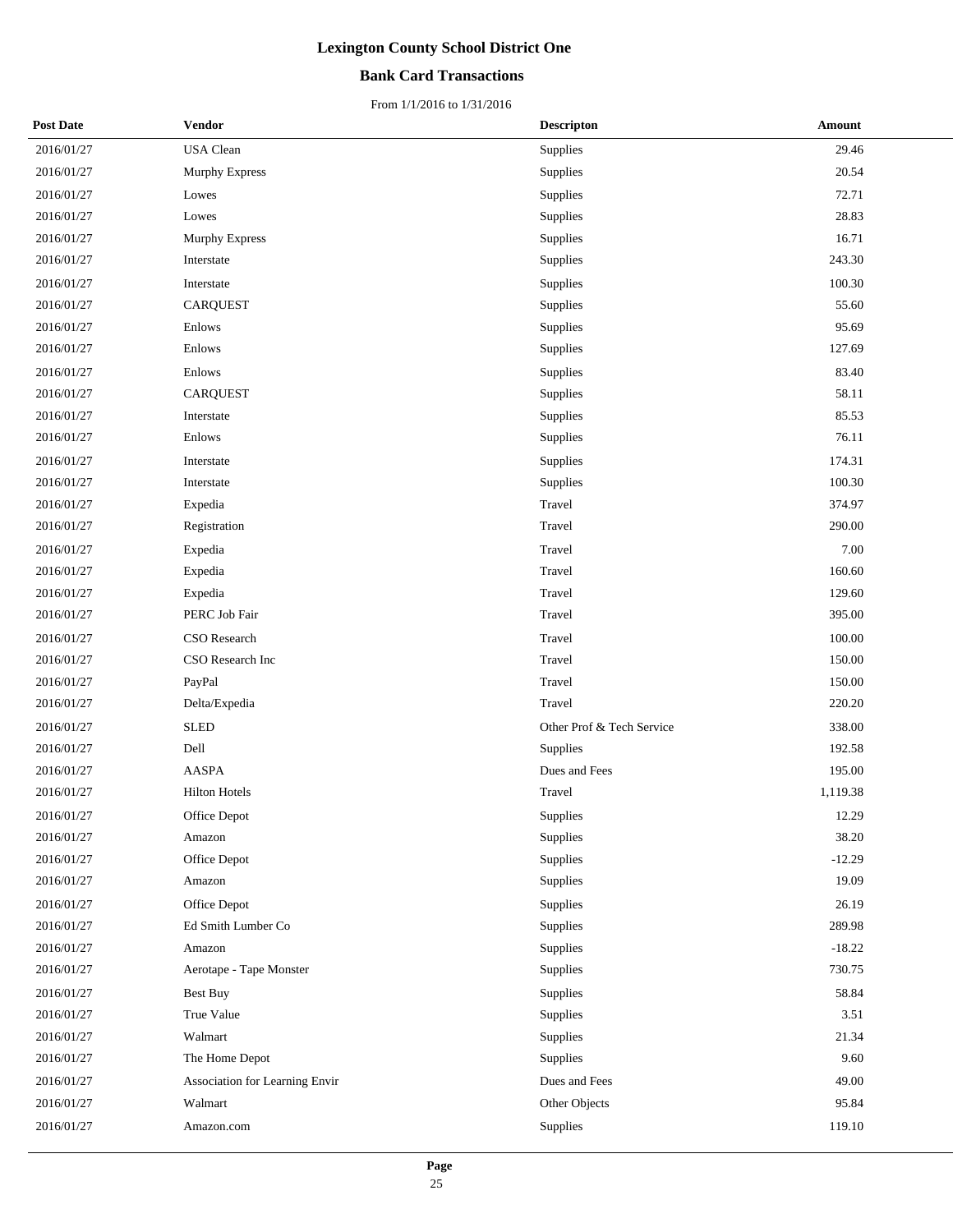# Lexington County School District One

## Bank Card Transactions

From 1/1/2016 to 1/31/2016

| Post Date | Vendor | Descripton | Amount |
|---|---|---|---|
| 2016/01/27 | USA Clean | Supplies | 29.46 |
| 2016/01/27 | Murphy Express | Supplies | 20.54 |
| 2016/01/27 | Lowes | Supplies | 72.71 |
| 2016/01/27 | Lowes | Supplies | 28.83 |
| 2016/01/27 | Murphy Express | Supplies | 16.71 |
| 2016/01/27 | Interstate | Supplies | 243.30 |
| 2016/01/27 | Interstate | Supplies | 100.30 |
| 2016/01/27 | CARQUEST | Supplies | 55.60 |
| 2016/01/27 | Enlows | Supplies | 95.69 |
| 2016/01/27 | Enlows | Supplies | 127.69 |
| 2016/01/27 | Enlows | Supplies | 83.40 |
| 2016/01/27 | CARQUEST | Supplies | 58.11 |
| 2016/01/27 | Interstate | Supplies | 85.53 |
| 2016/01/27 | Enlows | Supplies | 76.11 |
| 2016/01/27 | Interstate | Supplies | 174.31 |
| 2016/01/27 | Interstate | Supplies | 100.30 |
| 2016/01/27 | Expedia | Travel | 374.97 |
| 2016/01/27 | Registration | Travel | 290.00 |
| 2016/01/27 | Expedia | Travel | 7.00 |
| 2016/01/27 | Expedia | Travel | 160.60 |
| 2016/01/27 | Expedia | Travel | 129.60 |
| 2016/01/27 | PERC Job Fair | Travel | 395.00 |
| 2016/01/27 | CSO Research | Travel | 100.00 |
| 2016/01/27 | CSO Research Inc | Travel | 150.00 |
| 2016/01/27 | PayPal | Travel | 150.00 |
| 2016/01/27 | Delta/Expedia | Travel | 220.20 |
| 2016/01/27 | SLED | Other Prof & Tech Service | 338.00 |
| 2016/01/27 | Dell | Supplies | 192.58 |
| 2016/01/27 | AASPA | Dues and Fees | 195.00 |
| 2016/01/27 | Hilton Hotels | Travel | 1,119.38 |
| 2016/01/27 | Office Depot | Supplies | 12.29 |
| 2016/01/27 | Amazon | Supplies | 38.20 |
| 2016/01/27 | Office Depot | Supplies | -12.29 |
| 2016/01/27 | Amazon | Supplies | 19.09 |
| 2016/01/27 | Office Depot | Supplies | 26.19 |
| 2016/01/27 | Ed Smith Lumber Co | Supplies | 289.98 |
| 2016/01/27 | Amazon | Supplies | -18.22 |
| 2016/01/27 | Aerotape - Tape Monster | Supplies | 730.75 |
| 2016/01/27 | Best Buy | Supplies | 58.84 |
| 2016/01/27 | True Value | Supplies | 3.51 |
| 2016/01/27 | Walmart | Supplies | 21.34 |
| 2016/01/27 | The Home Depot | Supplies | 9.60 |
| 2016/01/27 | Association for Learning Envir | Dues and Fees | 49.00 |
| 2016/01/27 | Walmart | Other Objects | 95.84 |
| 2016/01/27 | Amazon.com | Supplies | 119.10 |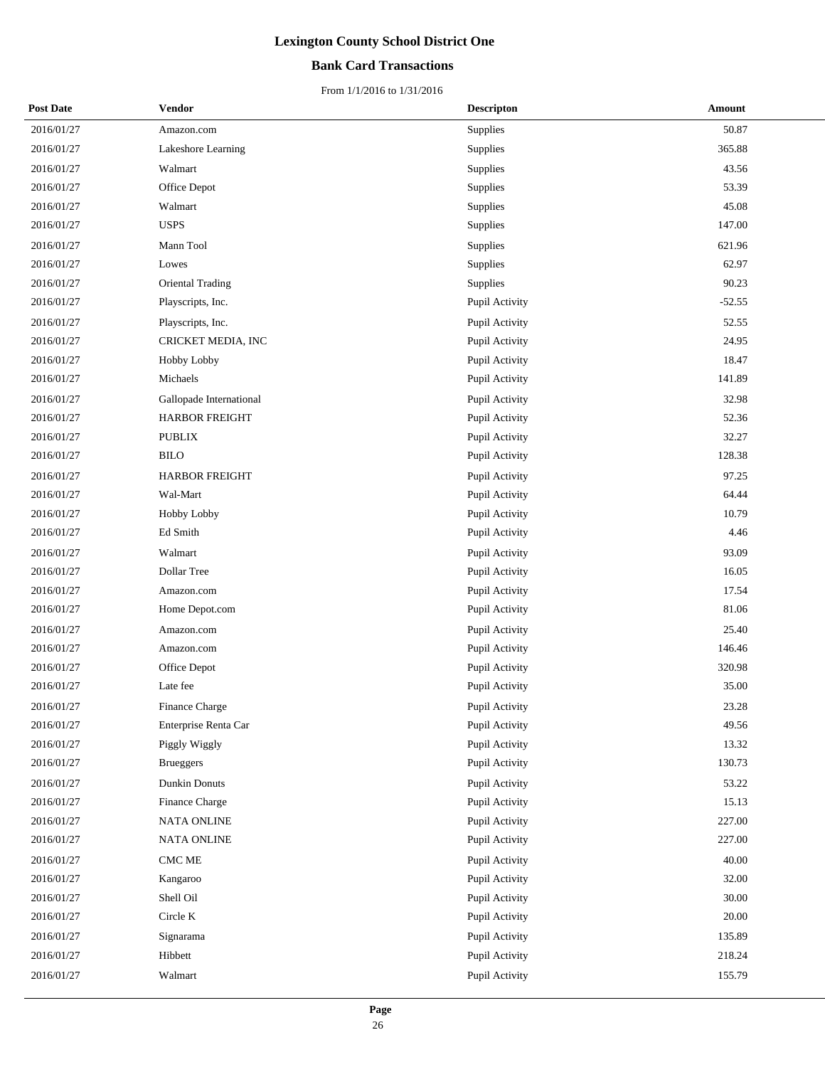# Lexington County School District One

## Bank Card Transactions

From 1/1/2016 to 1/31/2016

| Post Date | Vendor | Descripton | Amount |
|---|---|---|---|
| 2016/01/27 | Amazon.com | Supplies | 50.87 |
| 2016/01/27 | Lakeshore Learning | Supplies | 365.88 |
| 2016/01/27 | Walmart | Supplies | 43.56 |
| 2016/01/27 | Office Depot | Supplies | 53.39 |
| 2016/01/27 | Walmart | Supplies | 45.08 |
| 2016/01/27 | USPS | Supplies | 147.00 |
| 2016/01/27 | Mann Tool | Supplies | 621.96 |
| 2016/01/27 | Lowes | Supplies | 62.97 |
| 2016/01/27 | Oriental Trading | Supplies | 90.23 |
| 2016/01/27 | Playscripts, Inc. | Pupil Activity | -52.55 |
| 2016/01/27 | Playscripts, Inc. | Pupil Activity | 52.55 |
| 2016/01/27 | CRICKET MEDIA, INC | Pupil Activity | 24.95 |
| 2016/01/27 | Hobby Lobby | Pupil Activity | 18.47 |
| 2016/01/27 | Michaels | Pupil Activity | 141.89 |
| 2016/01/27 | Gallopade International | Pupil Activity | 32.98 |
| 2016/01/27 | HARBOR FREIGHT | Pupil Activity | 52.36 |
| 2016/01/27 | PUBLIX | Pupil Activity | 32.27 |
| 2016/01/27 | BILO | Pupil Activity | 128.38 |
| 2016/01/27 | HARBOR FREIGHT | Pupil Activity | 97.25 |
| 2016/01/27 | Wal-Mart | Pupil Activity | 64.44 |
| 2016/01/27 | Hobby Lobby | Pupil Activity | 10.79 |
| 2016/01/27 | Ed Smith | Pupil Activity | 4.46 |
| 2016/01/27 | Walmart | Pupil Activity | 93.09 |
| 2016/01/27 | Dollar Tree | Pupil Activity | 16.05 |
| 2016/01/27 | Amazon.com | Pupil Activity | 17.54 |
| 2016/01/27 | Home Depot.com | Pupil Activity | 81.06 |
| 2016/01/27 | Amazon.com | Pupil Activity | 25.40 |
| 2016/01/27 | Amazon.com | Pupil Activity | 146.46 |
| 2016/01/27 | Office Depot | Pupil Activity | 320.98 |
| 2016/01/27 | Late fee | Pupil Activity | 35.00 |
| 2016/01/27 | Finance Charge | Pupil Activity | 23.28 |
| 2016/01/27 | Enterprise Renta Car | Pupil Activity | 49.56 |
| 2016/01/27 | Piggly Wiggly | Pupil Activity | 13.32 |
| 2016/01/27 | Brueggers | Pupil Activity | 130.73 |
| 2016/01/27 | Dunkin Donuts | Pupil Activity | 53.22 |
| 2016/01/27 | Finance Charge | Pupil Activity | 15.13 |
| 2016/01/27 | NATA ONLINE | Pupil Activity | 227.00 |
| 2016/01/27 | NATA ONLINE | Pupil Activity | 227.00 |
| 2016/01/27 | CMC ME | Pupil Activity | 40.00 |
| 2016/01/27 | Kangaroo | Pupil Activity | 32.00 |
| 2016/01/27 | Shell Oil | Pupil Activity | 30.00 |
| 2016/01/27 | Circle K | Pupil Activity | 20.00 |
| 2016/01/27 | Signarama | Pupil Activity | 135.89 |
| 2016/01/27 | Hibbett | Pupil Activity | 218.24 |
| 2016/01/27 | Walmart | Pupil Activity | 155.79 |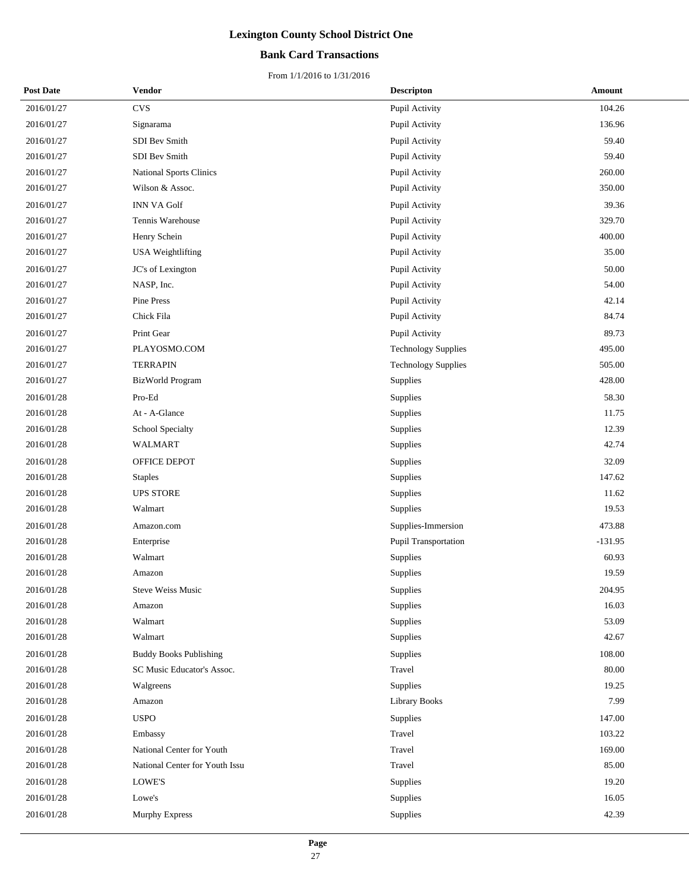# Lexington County School District One

## Bank Card Transactions

From 1/1/2016 to 1/31/2016

| Post Date | Vendor | Descripton | Amount |
|---|---|---|---|
| 2016/01/27 | CVS | Pupil Activity | 104.26 |
| 2016/01/27 | Signarama | Pupil Activity | 136.96 |
| 2016/01/27 | SDI Bev Smith | Pupil Activity | 59.40 |
| 2016/01/27 | SDI Bev Smith | Pupil Activity | 59.40 |
| 2016/01/27 | National Sports Clinics | Pupil Activity | 260.00 |
| 2016/01/27 | Wilson & Assoc. | Pupil Activity | 350.00 |
| 2016/01/27 | INN VA Golf | Pupil Activity | 39.36 |
| 2016/01/27 | Tennis Warehouse | Pupil Activity | 329.70 |
| 2016/01/27 | Henry Schein | Pupil Activity | 400.00 |
| 2016/01/27 | USA Weightlifting | Pupil Activity | 35.00 |
| 2016/01/27 | JC's of Lexington | Pupil Activity | 50.00 |
| 2016/01/27 | NASP, Inc. | Pupil Activity | 54.00 |
| 2016/01/27 | Pine Press | Pupil Activity | 42.14 |
| 2016/01/27 | Chick Fila | Pupil Activity | 84.74 |
| 2016/01/27 | Print Gear | Pupil Activity | 89.73 |
| 2016/01/27 | PLAYOSMO.COM | Technology Supplies | 495.00 |
| 2016/01/27 | TERRAPIN | Technology Supplies | 505.00 |
| 2016/01/27 | BizWorld Program | Supplies | 428.00 |
| 2016/01/28 | Pro-Ed | Supplies | 58.30 |
| 2016/01/28 | At - A-Glance | Supplies | 11.75 |
| 2016/01/28 | School Specialty | Supplies | 12.39 |
| 2016/01/28 | WALMART | Supplies | 42.74 |
| 2016/01/28 | OFFICE DEPOT | Supplies | 32.09 |
| 2016/01/28 | Staples | Supplies | 147.62 |
| 2016/01/28 | UPS STORE | Supplies | 11.62 |
| 2016/01/28 | Walmart | Supplies | 19.53 |
| 2016/01/28 | Amazon.com | Supplies-Immersion | 473.88 |
| 2016/01/28 | Enterprise | Pupil Transportation | -131.95 |
| 2016/01/28 | Walmart | Supplies | 60.93 |
| 2016/01/28 | Amazon | Supplies | 19.59 |
| 2016/01/28 | Steve Weiss Music | Supplies | 204.95 |
| 2016/01/28 | Amazon | Supplies | 16.03 |
| 2016/01/28 | Walmart | Supplies | 53.09 |
| 2016/01/28 | Walmart | Supplies | 42.67 |
| 2016/01/28 | Buddy Books Publishing | Supplies | 108.00 |
| 2016/01/28 | SC Music Educator's Assoc. | Travel | 80.00 |
| 2016/01/28 | Walgreens | Supplies | 19.25 |
| 2016/01/28 | Amazon | Library Books | 7.99 |
| 2016/01/28 | USPO | Supplies | 147.00 |
| 2016/01/28 | Embassy | Travel | 103.22 |
| 2016/01/28 | National Center for Youth | Travel | 169.00 |
| 2016/01/28 | National Center for Youth Issu | Travel | 85.00 |
| 2016/01/28 | LOWE'S | Supplies | 19.20 |
| 2016/01/28 | Lowe's | Supplies | 16.05 |
| 2016/01/28 | Murphy Express | Supplies | 42.39 |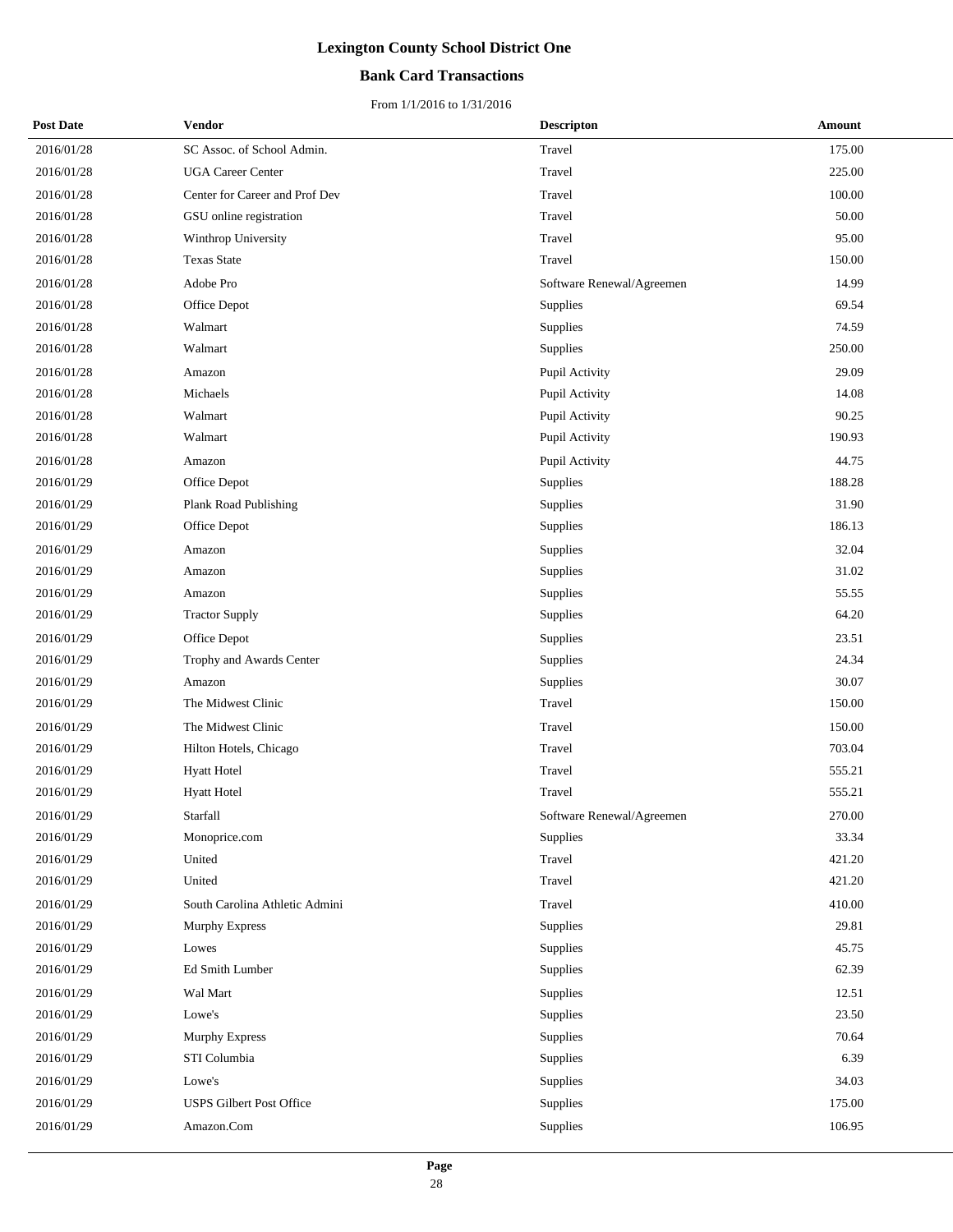# Lexington County School District One

## Bank Card Transactions

From 1/1/2016 to 1/31/2016

| Post Date | Vendor | Descripton | Amount |
|---|---|---|---|
| 2016/01/28 | SC Assoc. of School Admin. | Travel | 175.00 |
| 2016/01/28 | UGA Career Center | Travel | 225.00 |
| 2016/01/28 | Center for Career and Prof Dev | Travel | 100.00 |
| 2016/01/28 | GSU online registration | Travel | 50.00 |
| 2016/01/28 | Winthrop University | Travel | 95.00 |
| 2016/01/28 | Texas State | Travel | 150.00 |
| 2016/01/28 | Adobe Pro | Software Renewal/Agreemen | 14.99 |
| 2016/01/28 | Office Depot | Supplies | 69.54 |
| 2016/01/28 | Walmart | Supplies | 74.59 |
| 2016/01/28 | Walmart | Supplies | 250.00 |
| 2016/01/28 | Amazon | Pupil Activity | 29.09 |
| 2016/01/28 | Michaels | Pupil Activity | 14.08 |
| 2016/01/28 | Walmart | Pupil Activity | 90.25 |
| 2016/01/28 | Walmart | Pupil Activity | 190.93 |
| 2016/01/28 | Amazon | Pupil Activity | 44.75 |
| 2016/01/29 | Office Depot | Supplies | 188.28 |
| 2016/01/29 | Plank Road Publishing | Supplies | 31.90 |
| 2016/01/29 | Office Depot | Supplies | 186.13 |
| 2016/01/29 | Amazon | Supplies | 32.04 |
| 2016/01/29 | Amazon | Supplies | 31.02 |
| 2016/01/29 | Amazon | Supplies | 55.55 |
| 2016/01/29 | Tractor Supply | Supplies | 64.20 |
| 2016/01/29 | Office Depot | Supplies | 23.51 |
| 2016/01/29 | Trophy and Awards Center | Supplies | 24.34 |
| 2016/01/29 | Amazon | Supplies | 30.07 |
| 2016/01/29 | The Midwest Clinic | Travel | 150.00 |
| 2016/01/29 | The Midwest Clinic | Travel | 150.00 |
| 2016/01/29 | Hilton Hotels, Chicago | Travel | 703.04 |
| 2016/01/29 | Hyatt Hotel | Travel | 555.21 |
| 2016/01/29 | Hyatt Hotel | Travel | 555.21 |
| 2016/01/29 | Starfall | Software Renewal/Agreemen | 270.00 |
| 2016/01/29 | Monoprice.com | Supplies | 33.34 |
| 2016/01/29 | United | Travel | 421.20 |
| 2016/01/29 | United | Travel | 421.20 |
| 2016/01/29 | South Carolina Athletic Admini | Travel | 410.00 |
| 2016/01/29 | Murphy Express | Supplies | 29.81 |
| 2016/01/29 | Lowes | Supplies | 45.75 |
| 2016/01/29 | Ed Smith Lumber | Supplies | 62.39 |
| 2016/01/29 | Wal Mart | Supplies | 12.51 |
| 2016/01/29 | Lowe's | Supplies | 23.50 |
| 2016/01/29 | Murphy Express | Supplies | 70.64 |
| 2016/01/29 | STI Columbia | Supplies | 6.39 |
| 2016/01/29 | Lowe's | Supplies | 34.03 |
| 2016/01/29 | USPS Gilbert Post Office | Supplies | 175.00 |
| 2016/01/29 | Amazon.Com | Supplies | 106.95 |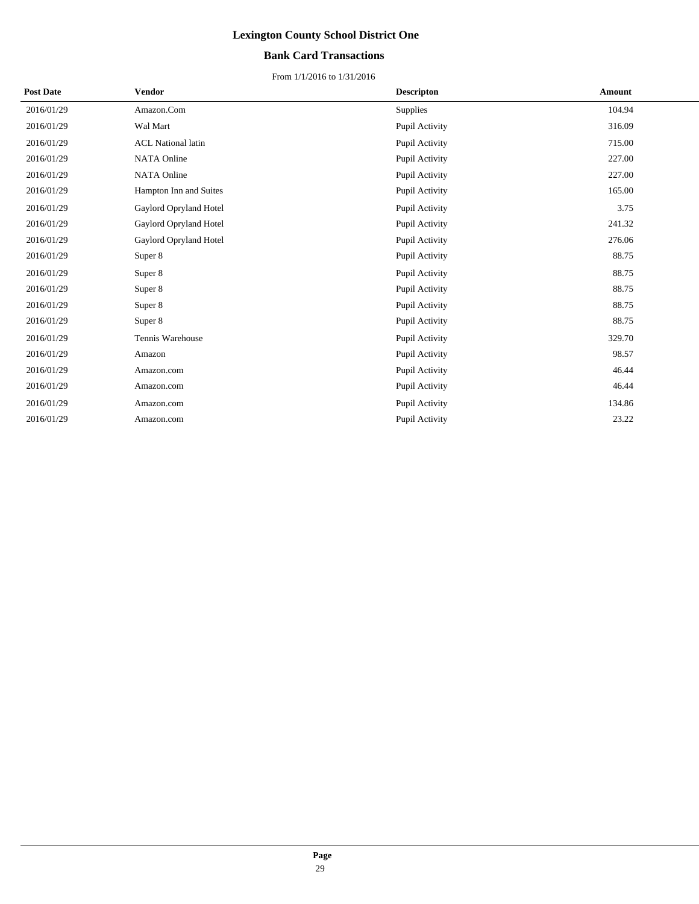# Lexington County School District One

## Bank Card Transactions

From 1/1/2016 to 1/31/2016

| Post Date | Vendor | Descripton | Amount |
|---|---|---|---|
| 2016/01/29 | Amazon.Com | Supplies | 104.94 |
| 2016/01/29 | Wal Mart | Pupil Activity | 316.09 |
| 2016/01/29 | ACL National latin | Pupil Activity | 715.00 |
| 2016/01/29 | NATA Online | Pupil Activity | 227.00 |
| 2016/01/29 | NATA Online | Pupil Activity | 227.00 |
| 2016/01/29 | Hampton Inn and Suites | Pupil Activity | 165.00 |
| 2016/01/29 | Gaylord Opryland Hotel | Pupil Activity | 3.75 |
| 2016/01/29 | Gaylord Opryland Hotel | Pupil Activity | 241.32 |
| 2016/01/29 | Gaylord Opryland Hotel | Pupil Activity | 276.06 |
| 2016/01/29 | Super 8 | Pupil Activity | 88.75 |
| 2016/01/29 | Super 8 | Pupil Activity | 88.75 |
| 2016/01/29 | Super 8 | Pupil Activity | 88.75 |
| 2016/01/29 | Super 8 | Pupil Activity | 88.75 |
| 2016/01/29 | Super 8 | Pupil Activity | 88.75 |
| 2016/01/29 | Tennis Warehouse | Pupil Activity | 329.70 |
| 2016/01/29 | Amazon | Pupil Activity | 98.57 |
| 2016/01/29 | Amazon.com | Pupil Activity | 46.44 |
| 2016/01/29 | Amazon.com | Pupil Activity | 46.44 |
| 2016/01/29 | Amazon.com | Pupil Activity | 134.86 |
| 2016/01/29 | Amazon.com | Pupil Activity | 23.22 |